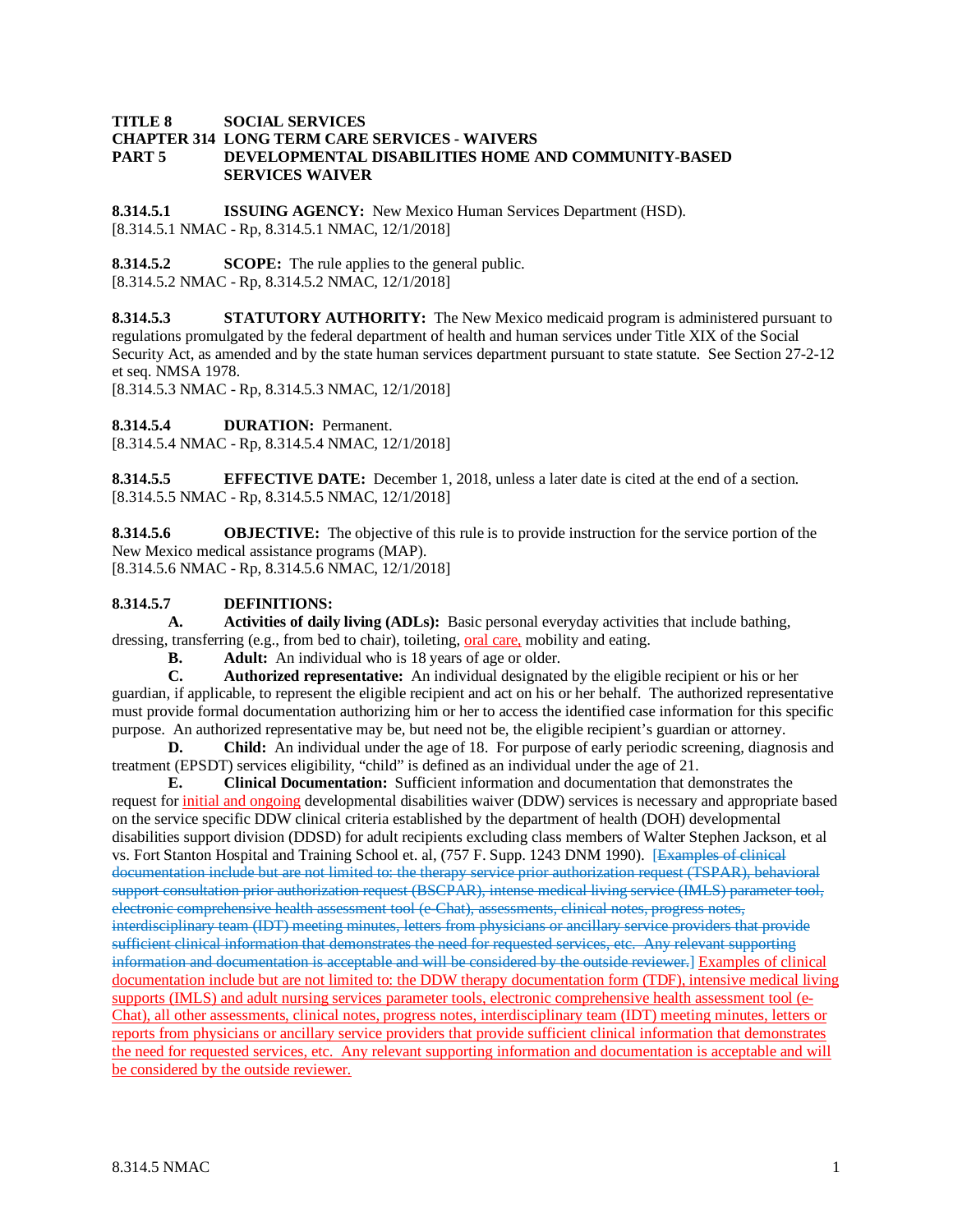**TITLE 8 SOCIAL SERVICES**
**CHAPTER 314 LONG TERM CARE SERVICES - WAIVERS**
**PART 5 DEVELOPMENTAL DISABILITIES HOME AND COMMUNITY-BASED SERVICES WAIVER**

**8.314.5.1 ISSUING AGENCY:** New Mexico Human Services Department (HSD).
[8.314.5.1 NMAC - Rp, 8.314.5.1 NMAC, 12/1/2018]

**8.314.5.2 SCOPE:** The rule applies to the general public.
[8.314.5.2 NMAC - Rp, 8.314.5.2 NMAC, 12/1/2018]

**8.314.5.3 STATUTORY AUTHORITY:** The New Mexico medicaid program is administered pursuant to regulations promulgated by the federal department of health and human services under Title XIX of the Social Security Act, as amended and by the state human services department pursuant to state statute. See Section 27-2-12 et seq. NMSA 1978.
[8.314.5.3 NMAC - Rp, 8.314.5.3 NMAC, 12/1/2018]

**8.314.5.4 DURATION:** Permanent.
[8.314.5.4 NMAC - Rp, 8.314.5.4 NMAC, 12/1/2018]

**8.314.5.5 EFFECTIVE DATE:** December 1, 2018, unless a later date is cited at the end of a section.
[8.314.5.5 NMAC - Rp, 8.314.5.5 NMAC, 12/1/2018]

**8.314.5.6 OBJECTIVE:** The objective of this rule is to provide instruction for the service portion of the New Mexico medical assistance programs (MAP).
[8.314.5.6 NMAC - Rp, 8.314.5.6 NMAC, 12/1/2018]

**8.314.5.7 DEFINITIONS:**

**A. Activities of daily living (ADLs):** Basic personal everyday activities that include bathing, dressing, transferring (e.g., from bed to chair), toileting, oral care, mobility and eating.

**B. Adult:** An individual who is 18 years of age or older.

**C. Authorized representative:** An individual designated by the eligible recipient or his or her guardian, if applicable, to represent the eligible recipient and act on his or her behalf. The authorized representative must provide formal documentation authorizing him or her to access the identified case information for this specific purpose. An authorized representative may be, but need not be, the eligible recipient's guardian or attorney.

**D. Child:** An individual under the age of 18. For purpose of early periodic screening, diagnosis and treatment (EPSDT) services eligibility, "child" is defined as an individual under the age of 21.

**E. Clinical Documentation:** Sufficient information and documentation that demonstrates the request for initial and ongoing developmental disabilities waiver (DDW) services is necessary and appropriate based on the service specific DDW clinical criteria established by the department of health (DOH) developmental disabilities support division (DDSD) for adult recipients excluding class members of Walter Stephen Jackson, et al vs. Fort Stanton Hospital and Training School et. al, (757 F. Supp. 1243 DNM 1990). [~~Examples of clinical documentation include but are not limited to: the therapy service prior authorization request (TSPAR), behavioral support consultation prior authorization request (BSCPAR), intense medical living service (IMLS) parameter tool, electronic comprehensive health assessment tool (e-Chat), assessments, clinical notes, progress notes, interdisciplinary team (IDT) meeting minutes, letters from physicians or ancillary service providers that provide sufficient clinical information that demonstrates the need for requested services, etc. Any relevant supporting information and documentation is acceptable and will be considered by the outside reviewer.~~] Examples of clinical documentation include but are not limited to: the DDW therapy documentation form (TDF), intensive medical living supports (IMLS) and adult nursing services parameter tools, electronic comprehensive health assessment tool (e-Chat), all other assessments, clinical notes, progress notes, interdisciplinary team (IDT) meeting minutes, letters or reports from physicians or ancillary service providers that provide sufficient clinical information that demonstrates the need for requested services, etc. Any relevant supporting information and documentation is acceptable and will be considered by the outside reviewer.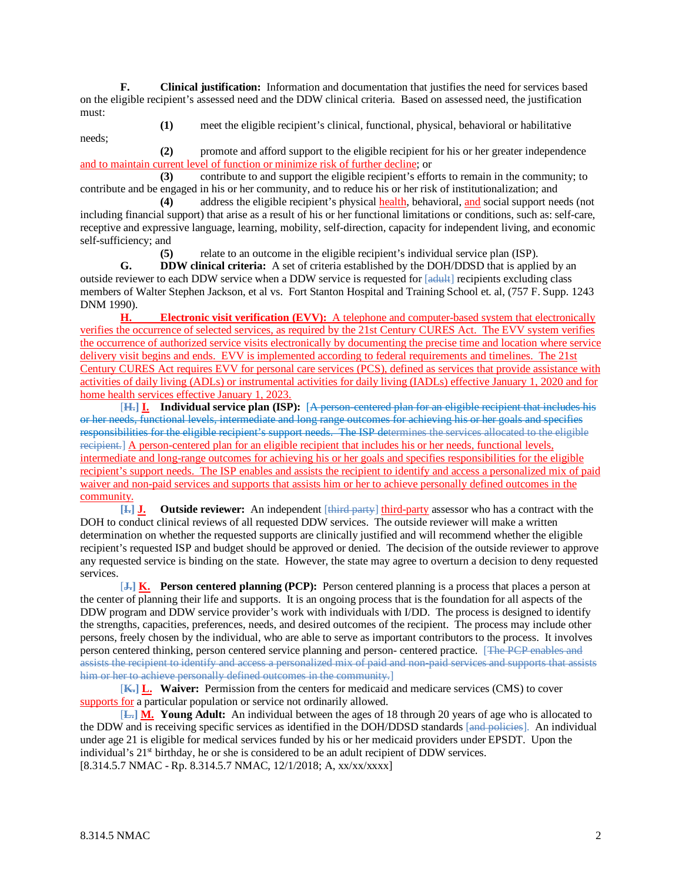**F.** **Clinical justification:** Information and documentation that justifies the need for services based on the eligible recipient's assessed need and the DDW clinical criteria. Based on assessed need, the justification must:

**(1)** meet the eligible recipient's clinical, functional, physical, behavioral or habilitative needs;

**(2)** promote and afford support to the eligible recipient for his or her greater independence and to maintain current level of function or minimize risk of further decline; or

**(3)** contribute to and support the eligible recipient's efforts to remain in the community; to contribute and be engaged in his or her community, and to reduce his or her risk of institutionalization; and

**(4)** address the eligible recipient's physical health, behavioral, and social support needs (not including financial support) that arise as a result of his or her functional limitations or conditions, such as: self-care, receptive and expressive language, learning, mobility, self-direction, capacity for independent living, and economic self-sufficiency; and

**(5)** relate to an outcome in the eligible recipient's individual service plan (ISP).

**G.** **DDW clinical criteria:** A set of criteria established by the DOH/DDSD that is applied by an outside reviewer to each DDW service when a DDW service is requested for [~~adult~~] recipients excluding class members of Walter Stephen Jackson, et al vs. Fort Stanton Hospital and Training School et. al, (757 F. Supp. 1243 DNM 1990).

**H.** **Electronic visit verification (EVV):** A telephone and computer-based system that electronically verifies the occurrence of selected services, as required by the 21st Century CURES Act. The EVV system verifies the occurrence of authorized service visits electronically by documenting the precise time and location where service delivery visit begins and ends. EVV is implemented according to federal requirements and timelines. The 21st Century CURES Act requires EVV for personal care services (PCS), defined as services that provide assistance with activities of daily living (ADLs) or instrumental activities for daily living (IADLs) effective January 1, 2020 and for home health services effective January 1, 2023.

[~~H.~~] **I.** **Individual service plan (ISP):** [~~A person-centered plan for an eligible recipient that includes his or her needs, functional levels, intermediate and long range outcomes for achieving his or her goals and specifies responsibilities for the eligible recipient's support needs. The ISP determines the services allocated to the eligible recipient.~~] A person-centered plan for an eligible recipient that includes his or her needs, functional levels, intermediate and long-range outcomes for achieving his or her goals and specifies responsibilities for the eligible recipient's support needs. The ISP enables and assists the recipient to identify and access a personalized mix of paid waiver and non-paid services and supports that assists him or her to achieve personally defined outcomes in the community.

[~~I.~~] **J.** **Outside reviewer:** An independent [~~third party~~] third-party assessor who has a contract with the DOH to conduct clinical reviews of all requested DDW services. The outside reviewer will make a written determination on whether the requested supports are clinically justified and will recommend whether the eligible recipient's requested ISP and budget should be approved or denied. The decision of the outside reviewer to approve any requested service is binding on the state. However, the state may agree to overturn a decision to deny requested services.

[~~J.~~] **K.** **Person centered planning (PCP):** Person centered planning is a process that places a person at the center of planning their life and supports. It is an ongoing process that is the foundation for all aspects of the DDW program and DDW service provider's work with individuals with I/DD. The process is designed to identify the strengths, capacities, preferences, needs, and desired outcomes of the recipient. The process may include other persons, freely chosen by the individual, who are able to serve as important contributors to the process. It involves person centered thinking, person centered service planning and person- centered practice. [~~The PCP enables and assists the recipient to identify and access a personalized mix of paid and non-paid services and supports that assists him or her to achieve personally defined outcomes in the community.~~]

[~~K.~~] **L.** **Waiver:** Permission from the centers for medicaid and medicare services (CMS) to cover supports for a particular population or service not ordinarily allowed.

[~~L.~~] **M.** **Young Adult:** An individual between the ages of 18 through 20 years of age who is allocated to the DDW and is receiving specific services as identified in the DOH/DDSD standards [~~and policies~~]. An individual under age 21 is eligible for medical services funded by his or her medicaid providers under EPSDT. Upon the individual's 21st birthday, he or she is considered to be an adult recipient of DDW services.

[8.314.5.7 NMAC - Rp. 8.314.5.7 NMAC, 12/1/2018; A, xx/xx/xxxx]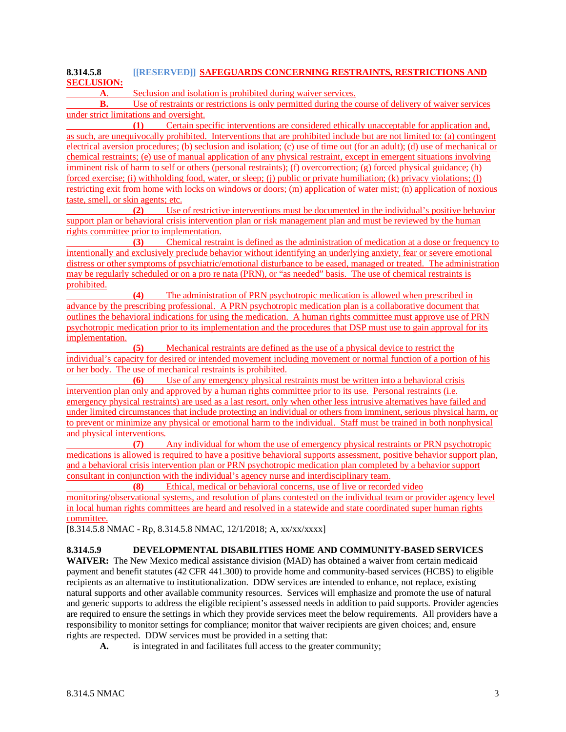**8.314.5.8 [[RESERVED]] SAFEGUARDS CONCERNING RESTRAINTS, RESTRICTIONS AND SECLUSION:**

**A.** Seclusion and isolation is prohibited during waiver services.

**B.** Use of restraints or restrictions is only permitted during the course of delivery of waiver services under strict limitations and oversight.

**(1)** Certain specific interventions are considered ethically unacceptable for application and, as such, are unequivocally prohibited. Interventions that are prohibited include but are not limited to: (a) contingent electrical aversion procedures; (b) seclusion and isolation; (c) use of time out (for an adult); (d) use of mechanical or chemical restraints; (e) use of manual application of any physical restraint, except in emergent situations involving imminent risk of harm to self or others (personal restraints); (f) overcorrection; (g) forced physical guidance; (h) forced exercise; (i) withholding food, water, or sleep; (j) public or private humiliation; (k) privacy violations; (l) restricting exit from home with locks on windows or doors; (m) application of water mist; (n) application of noxious taste, smell, or skin agents; etc.

**(2)** Use of restrictive interventions must be documented in the individual's positive behavior support plan or behavioral crisis intervention plan or risk management plan and must be reviewed by the human rights committee prior to implementation.

**(3)** Chemical restraint is defined as the administration of medication at a dose or frequency to intentionally and exclusively preclude behavior without identifying an underlying anxiety, fear or severe emotional distress or other symptoms of psychiatric/emotional disturbance to be eased, managed or treated. The administration may be regularly scheduled or on a pro re nata (PRN), or "as needed" basis. The use of chemical restraints is prohibited.

**(4)** The administration of PRN psychotropic medication is allowed when prescribed in advance by the prescribing professional. A PRN psychotropic medication plan is a collaborative document that outlines the behavioral indications for using the medication. A human rights committee must approve use of PRN psychotropic medication prior to its implementation and the procedures that DSP must use to gain approval for its implementation.

**(5)** Mechanical restraints are defined as the use of a physical device to restrict the individual's capacity for desired or intended movement including movement or normal function of a portion of his or her body. The use of mechanical restraints is prohibited.

**(6)** Use of any emergency physical restraints must be written into a behavioral crisis intervention plan only and approved by a human rights committee prior to its use. Personal restraints (i.e. emergency physical restraints) are used as a last resort, only when other less intrusive alternatives have failed and under limited circumstances that include protecting an individual or others from imminent, serious physical harm, or to prevent or minimize any physical or emotional harm to the individual. Staff must be trained in both nonphysical and physical interventions.

**(7)** Any individual for whom the use of emergency physical restraints or PRN psychotropic medications is allowed is required to have a positive behavioral supports assessment, positive behavior support plan, and a behavioral crisis intervention plan or PRN psychotropic medication plan completed by a behavior support consultant in conjunction with the individual's agency nurse and interdisciplinary team.

**(8)** Ethical, medical or behavioral concerns, use of live or recorded video monitoring/observational systems, and resolution of plans contested on the individual team or provider agency level in local human rights committees are heard and resolved in a statewide and state coordinated super human rights committee.

[8.314.5.8 NMAC - Rp, 8.314.5.8 NMAC, 12/1/2018; A, xx/xx/xxxx]

**8.314.5.9 DEVELOPMENTAL DISABILITIES HOME AND COMMUNITY-BASED SERVICES WAIVER:** The New Mexico medical assistance division (MAD) has obtained a waiver from certain medicaid payment and benefit statutes (42 CFR 441.300) to provide home and community-based services (HCBS) to eligible recipients as an alternative to institutionalization. DDW services are intended to enhance, not replace, existing natural supports and other available community resources. Services will emphasize and promote the use of natural and generic supports to address the eligible recipient's assessed needs in addition to paid supports. Provider agencies are required to ensure the settings in which they provide services meet the below requirements. All providers have a responsibility to monitor settings for compliance; monitor that waiver recipients are given choices; and, ensure rights are respected. DDW services must be provided in a setting that:

**A.** is integrated in and facilitates full access to the greater community;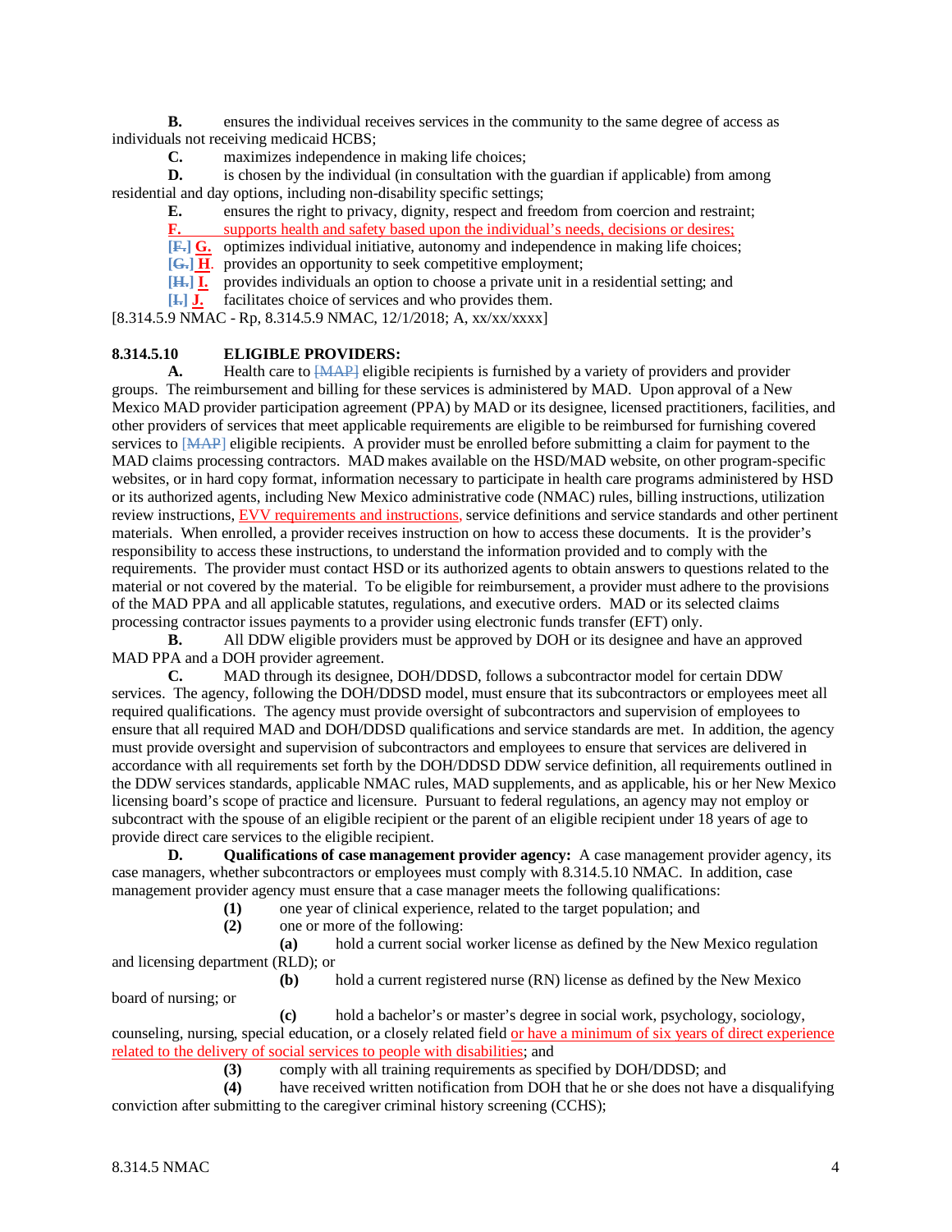**B.** ensures the individual receives services in the community to the same degree of access as individuals not receiving medicaid HCBS;

**C.** maximizes independence in making life choices;

**D.** is chosen by the individual (in consultation with the guardian if applicable) from among residential and day options, including non-disability specific settings;

**E.** ensures the right to privacy, dignity, respect and freedom from coercion and restraint;

**F.** supports health and safety based upon the individual's needs, decisions or desires;

**[F.] G.** optimizes individual initiative, autonomy and independence in making life choices;

**[G.] H.** provides an opportunity to seek competitive employment;

**[H.] I.** provides individuals an option to choose a private unit in a residential setting; and

**[I.] J.** facilitates choice of services and who provides them.

[8.314.5.9 NMAC - Rp, 8.314.5.9 NMAC, 12/1/2018; A, xx/xx/xxxx]

**8.314.5.10 ELIGIBLE PROVIDERS:**

**A.** Health care to [MAP] eligible recipients is furnished by a variety of providers and provider groups. The reimbursement and billing for these services is administered by MAD. Upon approval of a New Mexico MAD provider participation agreement (PPA) by MAD or its designee, licensed practitioners, facilities, and other providers of services that meet applicable requirements are eligible to be reimbursed for furnishing covered services to [MAP] eligible recipients. A provider must be enrolled before submitting a claim for payment to the MAD claims processing contractors. MAD makes available on the HSD/MAD website, on other program-specific websites, or in hard copy format, information necessary to participate in health care programs administered by HSD or its authorized agents, including New Mexico administrative code (NMAC) rules, billing instructions, utilization review instructions, EVV requirements and instructions, service definitions and service standards and other pertinent materials. When enrolled, a provider receives instruction on how to access these documents. It is the provider's responsibility to access these instructions, to understand the information provided and to comply with the requirements. The provider must contact HSD or its authorized agents to obtain answers to questions related to the material or not covered by the material. To be eligible for reimbursement, a provider must adhere to the provisions of the MAD PPA and all applicable statutes, regulations, and executive orders. MAD or its selected claims processing contractor issues payments to a provider using electronic funds transfer (EFT) only.

**B.** All DDW eligible providers must be approved by DOH or its designee and have an approved MAD PPA and a DOH provider agreement.

**C.** MAD through its designee, DOH/DDSD, follows a subcontractor model for certain DDW services. The agency, following the DOH/DDSD model, must ensure that its subcontractors or employees meet all required qualifications. The agency must provide oversight of subcontractors and supervision of employees to ensure that all required MAD and DOH/DDSD qualifications and service standards are met. In addition, the agency must provide oversight and supervision of subcontractors and employees to ensure that services are delivered in accordance with all requirements set forth by the DOH/DDSD DDW service definition, all requirements outlined in the DDW services standards, applicable NMAC rules, MAD supplements, and as applicable, his or her New Mexico licensing board's scope of practice and licensure. Pursuant to federal regulations, an agency may not employ or subcontract with the spouse of an eligible recipient or the parent of an eligible recipient under 18 years of age to provide direct care services to the eligible recipient.

**D.** **Qualifications of case management provider agency:** A case management provider agency, its case managers, whether subcontractors or employees must comply with 8.314.5.10 NMAC. In addition, case management provider agency must ensure that a case manager meets the following qualifications:

**(1)** one year of clinical experience, related to the target population; and

**(2)** one or more of the following:

**(a)** hold a current social worker license as defined by the New Mexico regulation and licensing department (RLD); or

**(b)** hold a current registered nurse (RN) license as defined by the New Mexico board of nursing; or

**(c)** hold a bachelor's or master's degree in social work, psychology, sociology, counseling, nursing, special education, or a closely related field or have a minimum of six years of direct experience related to the delivery of social services to people with disabilities; and

**(3)** comply with all training requirements as specified by DOH/DDSD; and

**(4)** have received written notification from DOH that he or she does not have a disqualifying conviction after submitting to the caregiver criminal history screening (CCHS);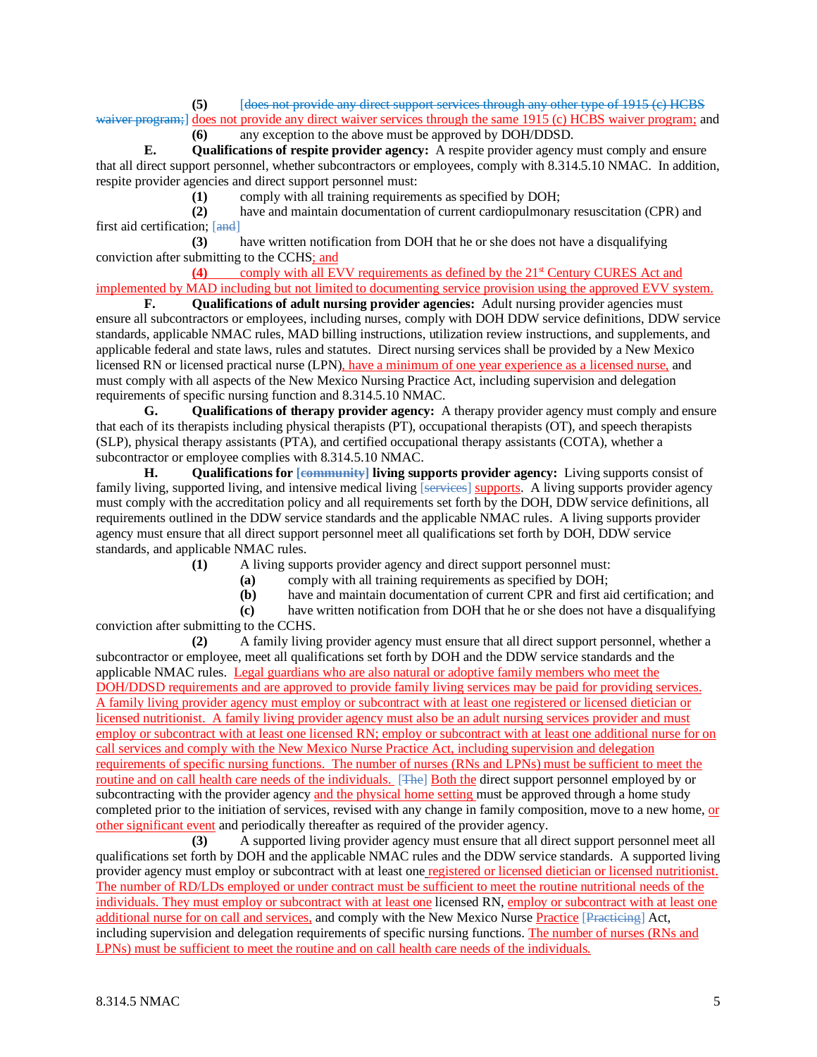**(5)** [does not provide any direct support services through any other type of 1915 (c) HCBS waiver program;] does not provide any direct waiver services through the same 1915 (c) HCBS waiver program; and

**(6)** any exception to the above must be approved by DOH/DDSD.

**E. Qualifications of respite provider agency:** A respite provider agency must comply and ensure that all direct support personnel, whether subcontractors or employees, comply with 8.314.5.10 NMAC. In addition, respite provider agencies and direct support personnel must:

**(1)** comply with all training requirements as specified by DOH;

**(2)** have and maintain documentation of current cardiopulmonary resuscitation (CPR) and first aid certification; [and]

**(3)** have written notification from DOH that he or she does not have a disqualifying conviction after submitting to the CCHS; and

**(4)** comply with all EVV requirements as defined by the 21st Century CURES Act and implemented by MAD including but not limited to documenting service provision using the approved EVV system.

**F. Qualifications of adult nursing provider agencies:** Adult nursing provider agencies must ensure all subcontractors or employees, including nurses, comply with DOH DDW service definitions, DDW service standards, applicable NMAC rules, MAD billing instructions, utilization review instructions, and supplements, and applicable federal and state laws, rules and statutes. Direct nursing services shall be provided by a New Mexico licensed RN or licensed practical nurse (LPN), have a minimum of one year experience as a licensed nurse, and must comply with all aspects of the New Mexico Nursing Practice Act, including supervision and delegation requirements of specific nursing function and 8.314.5.10 NMAC.

**G. Qualifications of therapy provider agency:** A therapy provider agency must comply and ensure that each of its therapists including physical therapists (PT), occupational therapists (OT), and speech therapists (SLP), physical therapy assistants (PTA), and certified occupational therapy assistants (COTA), whether a subcontractor or employee complies with 8.314.5.10 NMAC.

**H. Qualifications for [community] living supports provider agency:** Living supports consist of family living, supported living, and intensive medical living [services] supports. A living supports provider agency must comply with the accreditation policy and all requirements set forth by the DOH, DDW service definitions, all requirements outlined in the DDW service standards and the applicable NMAC rules. A living supports provider agency must ensure that all direct support personnel meet all qualifications set forth by DOH, DDW service standards, and applicable NMAC rules.

**(1)** A living supports provider agency and direct support personnel must:

**(a)** comply with all training requirements as specified by DOH;

**(b)** have and maintain documentation of current CPR and first aid certification; and

**(c)** have written notification from DOH that he or she does not have a disqualifying conviction after submitting to the CCHS.

**(2)** A family living provider agency must ensure that all direct support personnel, whether a subcontractor or employee, meet all qualifications set forth by DOH and the DDW service standards and the applicable NMAC rules. Legal guardians who are also natural or adoptive family members who meet the DOH/DDSD requirements and are approved to provide family living services may be paid for providing services. A family living provider agency must employ or subcontract with at least one registered or licensed dietician or licensed nutritionist. A family living provider agency must also be an adult nursing services provider and must employ or subcontract with at least one licensed RN; employ or subcontract with at least one additional nurse for on call services and comply with the New Mexico Nurse Practice Act, including supervision and delegation requirements of specific nursing functions. The number of nurses (RNs and LPNs) must be sufficient to meet the routine and on call health care needs of the individuals. [The] Both the direct support personnel employed by or subcontracting with the provider agency and the physical home setting must be approved through a home study completed prior to the initiation of services, revised with any change in family composition, move to a new home, or other significant event and periodically thereafter as required of the provider agency.

**(3)** A supported living provider agency must ensure that all direct support personnel meet all qualifications set forth by DOH and the applicable NMAC rules and the DDW service standards. A supported living provider agency must employ or subcontract with at least one registered or licensed dietician or licensed nutritionist. The number of RD/LDs employed or under contract must be sufficient to meet the routine nutritional needs of the individuals. They must employ or subcontract with at least one licensed RN, employ or subcontract with at least one additional nurse for on call and services, and comply with the New Mexico Nurse Practice [Practicing] Act, including supervision and delegation requirements of specific nursing functions. The number of nurses (RNs and LPNs) must be sufficient to meet the routine and on call health care needs of the individuals.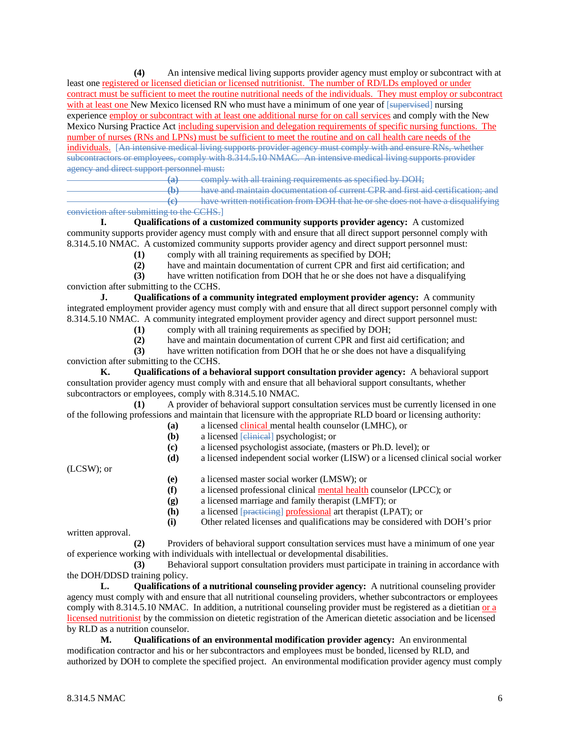**(4)** An intensive medical living supports provider agency must employ or subcontract with at least one registered or licensed dietician or licensed nutritionist. The number of RD/LDs employed or under contract must be sufficient to meet the routine nutritional needs of the individuals. They must employ or subcontract with at least one New Mexico licensed RN who must have a minimum of one year of [~~supervised~~] nursing experience employ or subcontract with at least one additional nurse for on call services and comply with the New Mexico Nursing Practice Act including supervision and delegation requirements of specific nursing functions. The number of nurses (RNs and LPNs) must be sufficient to meet the routine and on call health care needs of the individuals. [~~An intensive medical living supports provider agency must comply with and ensure RNs, whether subcontractors or employees, comply with 8.314.5.10 NMAC. An intensive medical living supports provider agency and direct support personnel must:~~

~~**(a)** comply with all training requirements as specified by DOH;~~

~~**(b)** have and maintain documentation of current CPR and first aid certification; and~~

~~**(c)** have written notification from DOH that he or she does not have a disqualifying conviction after submitting to the CCHS.~~]

**I. Qualifications of a customized community supports provider agency:** A customized community supports provider agency must comply with and ensure that all direct support personnel comply with 8.314.5.10 NMAC. A customized community supports provider agency and direct support personnel must:

**(1)** comply with all training requirements as specified by DOH;

**(2)** have and maintain documentation of current CPR and first aid certification; and

**(3)** have written notification from DOH that he or she does not have a disqualifying conviction after submitting to the CCHS.

**J. Qualifications of a community integrated employment provider agency:** A community integrated employment provider agency must comply with and ensure that all direct support personnel comply with 8.314.5.10 NMAC. A community integrated employment provider agency and direct support personnel must:

**(1)** comply with all training requirements as specified by DOH;

**(2)** have and maintain documentation of current CPR and first aid certification; and

**(3)** have written notification from DOH that he or she does not have a disqualifying conviction after submitting to the CCHS.

**K. Qualifications of a behavioral support consultation provider agency:** A behavioral support consultation provider agency must comply with and ensure that all behavioral support consultants, whether subcontractors or employees, comply with 8.314.5.10 NMAC.

**(1)** A provider of behavioral support consultation services must be currently licensed in one of the following professions and maintain that licensure with the appropriate RLD board or licensing authority:

**(a)** a licensed clinical mental health counselor (LMHC), or

**(b)** a licensed [~~clinical~~] psychologist; or

**(c)** a licensed psychologist associate, (masters or Ph.D. level); or

**(d)** a licensed independent social worker (LISW) or a licensed clinical social worker (LCSW); or

**(e)** a licensed master social worker (LMSW); or

**(f)** a licensed professional clinical mental health counselor (LPCC); or

**(g)** a licensed marriage and family therapist (LMFT); or

**(h)** a licensed [~~practicing~~] professional art therapist (LPAT); or

**(i)** Other related licenses and qualifications may be considered with DOH's prior written approval.

**(2)** Providers of behavioral support consultation services must have a minimum of one year of experience working with individuals with intellectual or developmental disabilities.

**(3)** Behavioral support consultation providers must participate in training in accordance with the DOH/DDSD training policy.

**L. Qualifications of a nutritional counseling provider agency:** A nutritional counseling provider agency must comply with and ensure that all nutritional counseling providers, whether subcontractors or employees comply with 8.314.5.10 NMAC. In addition, a nutritional counseling provider must be registered as a dietitian or a licensed nutritionist by the commission on dietetic registration of the American dietetic association and be licensed by RLD as a nutrition counselor.

**M. Qualifications of an environmental modification provider agency:** An environmental modification contractor and his or her subcontractors and employees must be bonded, licensed by RLD, and authorized by DOH to complete the specified project. An environmental modification provider agency must comply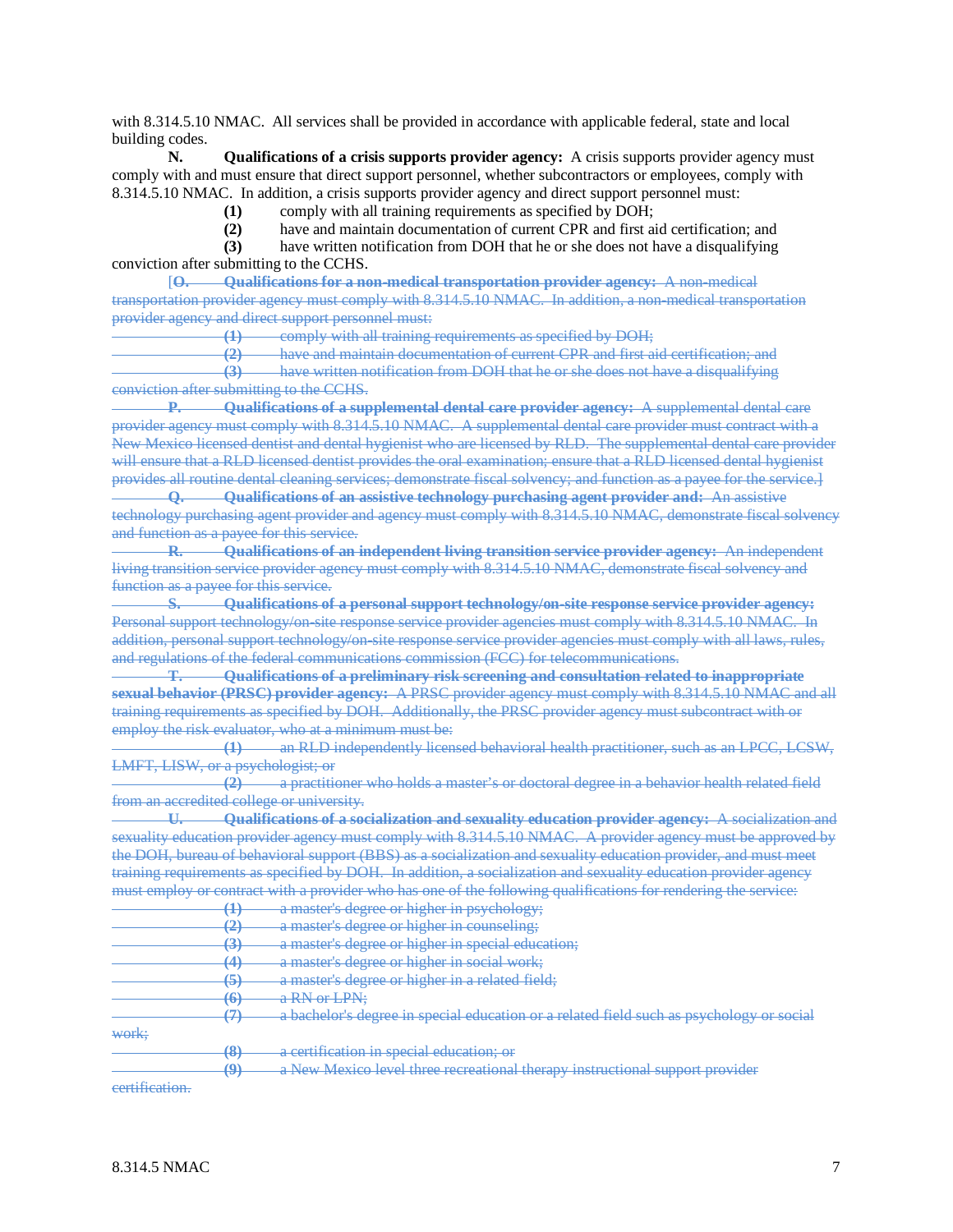with 8.314.5.10 NMAC. All services shall be provided in accordance with applicable federal, state and local building codes.

**N. Qualifications of a crisis supports provider agency:** A crisis supports provider agency must comply with and must ensure that direct support personnel, whether subcontractors or employees, comply with 8.314.5.10 NMAC. In addition, a crisis supports provider agency and direct support personnel must:

**(1)** comply with all training requirements as specified by DOH;

**(2)** have and maintain documentation of current CPR and first aid certification; and

**(3)** have written notification from DOH that he or she does not have a disqualifying conviction after submitting to the CCHS.

[~~**O. Qualifications for a non-medical transportation provider agency:** A non-medical transportation provider agency must comply with 8.314.5.10 NMAC. In addition, a non-medical transportation provider agency and direct support personnel must:~~

~~**(1)** comply with all training requirements as specified by DOH;~~

~~**(2)** have and maintain documentation of current CPR and first aid certification; and~~

~~**(3)** have written notification from DOH that he or she does not have a disqualifying conviction after submitting to the CCHS.~~

~~**P. Qualifications of a supplemental dental care provider agency:** A supplemental dental care provider agency must comply with 8.314.5.10 NMAC. A supplemental dental care provider must contract with a New Mexico licensed dentist and dental hygienist who are licensed by RLD. The supplemental dental care provider will ensure that a RLD licensed dentist provides the oral examination; ensure that a RLD licensed dental hygienist provides all routine dental cleaning services; demonstrate fiscal solvency; and function as a payee for the service.~~]

~~**Q. Qualifications of an assistive technology purchasing agent provider and:** An assistive technology purchasing agent provider and agency must comply with 8.314.5.10 NMAC, demonstrate fiscal solvency and function as a payee for this service.~~

~~**R. Qualifications of an independent living transition service provider agency:** An independent living transition service provider agency must comply with 8.314.5.10 NMAC, demonstrate fiscal solvency and function as a payee for this service.~~

~~**S. Qualifications of a personal support technology/on-site response service provider agency:** Personal support technology/on-site response service provider agencies must comply with 8.314.5.10 NMAC. In addition, personal support technology/on-site response service provider agencies must comply with all laws, rules, and regulations of the federal communications commission (FCC) for telecommunications.~~

~~**T. Qualifications of a preliminary risk screening and consultation related to inappropriate sexual behavior (PRSC) provider agency:** A PRSC provider agency must comply with 8.314.5.10 NMAC and all training requirements as specified by DOH. Additionally, the PRSC provider agency must subcontract with or employ the risk evaluator, who at a minimum must be:~~

~~**(1)** an RLD independently licensed behavioral health practitioner, such as an LPCC, LCSW, LMFT, LISW, or a psychologist; or~~

~~**(2)** a practitioner who holds a master's or doctoral degree in a behavior health related field from an accredited college or university.~~

~~**U. Qualifications of a socialization and sexuality education provider agency:** A socialization and sexuality education provider agency must comply with 8.314.5.10 NMAC. A provider agency must be approved by the DOH, bureau of behavioral support (BBS) as a socialization and sexuality education provider, and must meet training requirements as specified by DOH. In addition, a socialization and sexuality education provider agency must employ or contract with a provider who has one of the following qualifications for rendering the service:~~

~~**(1)** a master's degree or higher in psychology;~~

~~**(2)** a master's degree or higher in counseling;~~

~~**(3)** a master's degree or higher in special education;~~

~~**(4)** a master's degree or higher in social work;~~

~~**(5)** a master's degree or higher in a related field;~~

~~**(6)** a RN or LPN;~~

~~**(7)** a bachelor's degree in special education or a related field such as psychology or social work;~~

~~**(8)** a certification in special education; or~~

~~**(9)** a New Mexico level three recreational therapy instructional support provider certification.~~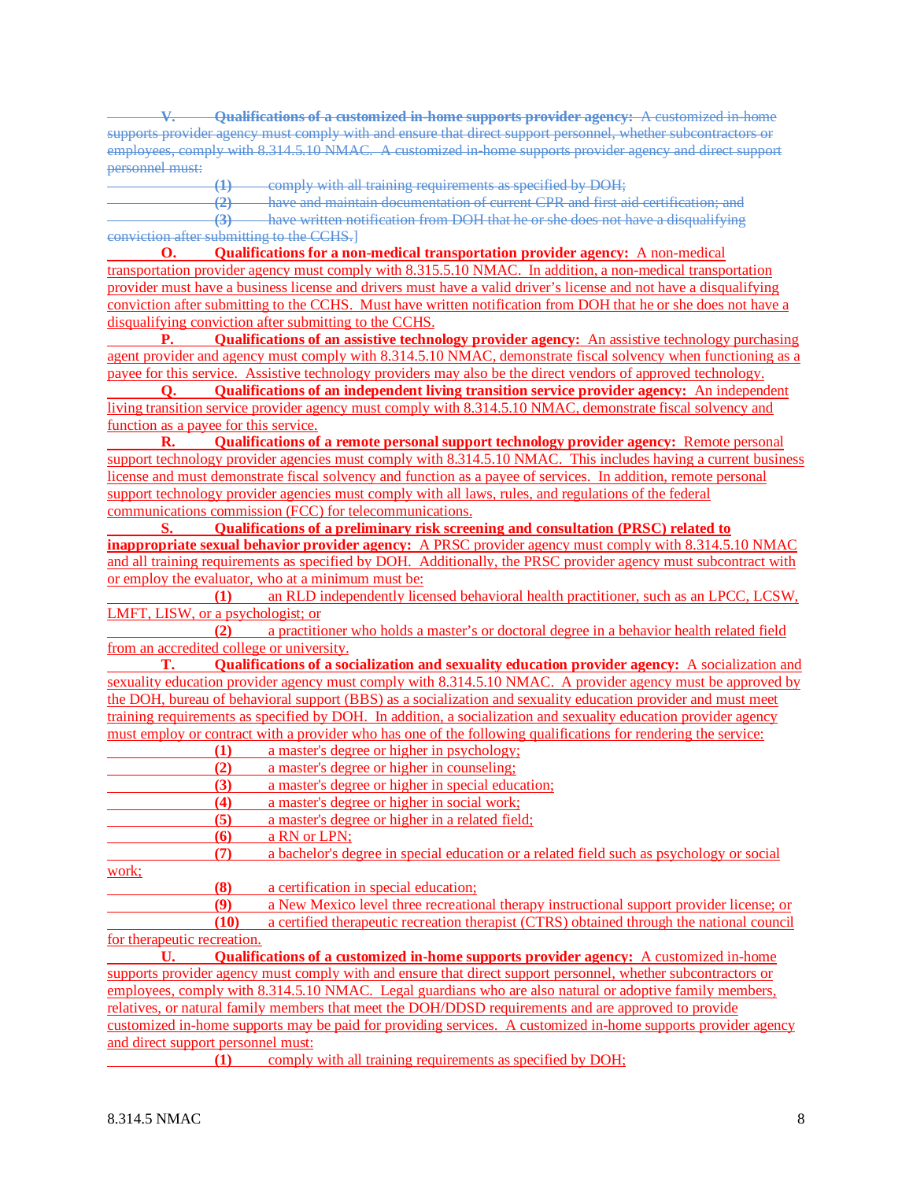~~**V. Qualifications of a customized in-home supports provider agency:** A customized in-home supports provider agency must comply with and ensure that direct support personnel, whether subcontractors or employees, comply with 8.314.5.10 NMAC. A customized in-home supports provider agency and direct support personnel must:~~

~~**(1)** comply with all training requirements as specified by DOH;~~

~~**(2)** have and maintain documentation of current CPR and first aid certification; and~~

~~**(3)** have written notification from DOH that he or she does not have a disqualifying conviction after submitting to the CCHS.]~~

**O. Qualifications for a non-medical transportation provider agency:** A non-medical transportation provider agency must comply with 8.315.5.10 NMAC. In addition, a non-medical transportation provider must have a business license and drivers must have a valid driver's license and not have a disqualifying conviction after submitting to the CCHS. Must have written notification from DOH that he or she does not have a disqualifying conviction after submitting to the CCHS.

**P. Qualifications of an assistive technology provider agency:** An assistive technology purchasing agent provider and agency must comply with 8.314.5.10 NMAC, demonstrate fiscal solvency when functioning as a payee for this service. Assistive technology providers may also be the direct vendors of approved technology.

**Q. Qualifications of an independent living transition service provider agency:** An independent living transition service provider agency must comply with 8.314.5.10 NMAC, demonstrate fiscal solvency and function as a payee for this service.

**R. Qualifications of a remote personal support technology provider agency:** Remote personal support technology provider agencies must comply with 8.314.5.10 NMAC. This includes having a current business license and must demonstrate fiscal solvency and function as a payee of services. In addition, remote personal support technology provider agencies must comply with all laws, rules, and regulations of the federal communications commission (FCC) for telecommunications.

**S. Qualifications of a preliminary risk screening and consultation (PRSC) related to inappropriate sexual behavior provider agency:** A PRSC provider agency must comply with 8.314.5.10 NMAC and all training requirements as specified by DOH. Additionally, the PRSC provider agency must subcontract with or employ the evaluator, who at a minimum must be:

**(1)** an RLD independently licensed behavioral health practitioner, such as an LPCC, LCSW, LMFT, LISW, or a psychologist; or

**(2)** a practitioner who holds a master's or doctoral degree in a behavior health related field from an accredited college or university.

**T. Qualifications of a socialization and sexuality education provider agency:** A socialization and sexuality education provider agency must comply with 8.314.5.10 NMAC. A provider agency must be approved by the DOH, bureau of behavioral support (BBS) as a socialization and sexuality education provider and must meet training requirements as specified by DOH. In addition, a socialization and sexuality education provider agency must employ or contract with a provider who has one of the following qualifications for rendering the service:

**(1)** a master's degree or higher in psychology;

**(2)** a master's degree or higher in counseling;

**(3)** a master's degree or higher in special education;

**(4)** a master's degree or higher in social work;

**(5)** a master's degree or higher in a related field;

**(6)** a RN or LPN;

**(7)** a bachelor's degree in special education or a related field such as psychology or social work;

**(8)** a certification in special education;

**(9)** a New Mexico level three recreational therapy instructional support provider license; or

**(10)** a certified therapeutic recreation therapist (CTRS) obtained through the national council for therapeutic recreation.

**U. Qualifications of a customized in-home supports provider agency:** A customized in-home supports provider agency must comply with and ensure that direct support personnel, whether subcontractors or employees, comply with 8.314.5.10 NMAC. Legal guardians who are also natural or adoptive family members, relatives, or natural family members that meet the DOH/DDSD requirements and are approved to provide customized in-home supports may be paid for providing services. A customized in-home supports provider agency and direct support personnel must:

**(1)** comply with all training requirements as specified by DOH;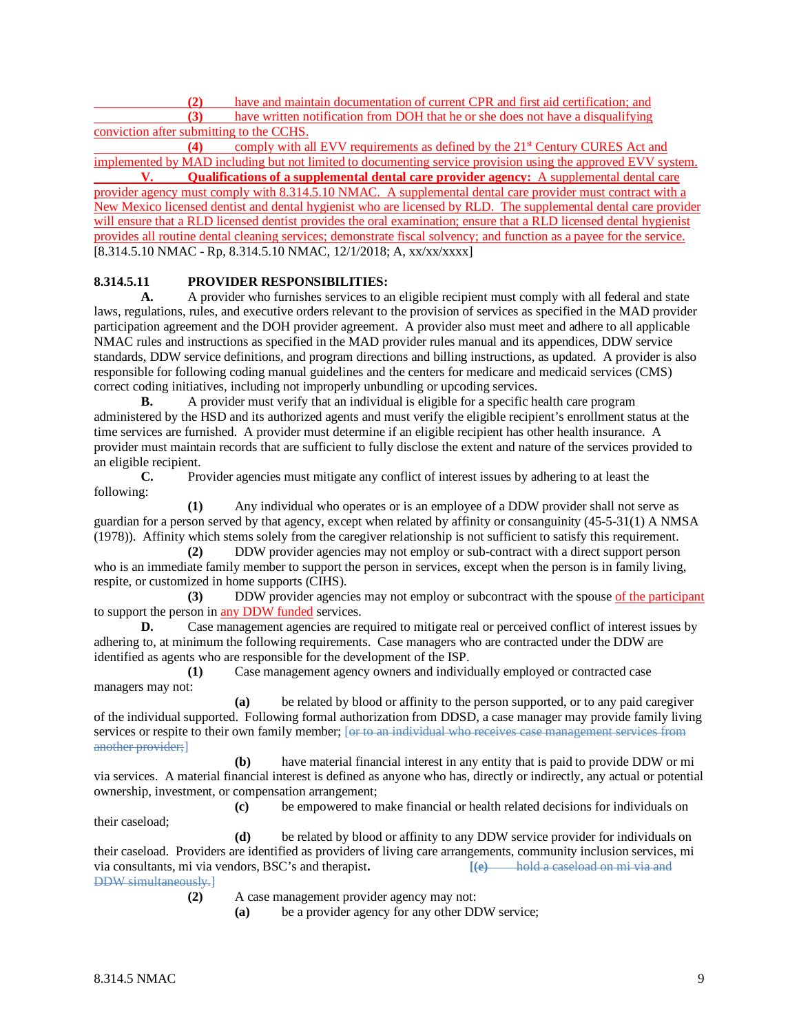**(2)** have and maintain documentation of current CPR and first aid certification; and

**(3)** have written notification from DOH that he or she does not have a disqualifying conviction after submitting to the CCHS.

**(4)** comply with all EVV requirements as defined by the 21st Century CURES Act and implemented by MAD including but not limited to documenting service provision using the approved EVV system.

**V. Qualifications of a supplemental dental care provider agency:** A supplemental dental care provider agency must comply with 8.314.5.10 NMAC. A supplemental dental care provider must contract with a New Mexico licensed dentist and dental hygienist who are licensed by RLD. The supplemental dental care provider will ensure that a RLD licensed dentist provides the oral examination; ensure that a RLD licensed dental hygienist provides all routine dental cleaning services; demonstrate fiscal solvency; and function as a payee for the service.

[8.314.5.10 NMAC - Rp, 8.314.5.10 NMAC, 12/1/2018; A, xx/xx/xxxx]

**8.314.5.11 PROVIDER RESPONSIBILITIES:**

**A.** A provider who furnishes services to an eligible recipient must comply with all federal and state laws, regulations, rules, and executive orders relevant to the provision of services as specified in the MAD provider participation agreement and the DOH provider agreement. A provider also must meet and adhere to all applicable NMAC rules and instructions as specified in the MAD provider rules manual and its appendices, DDW service standards, DDW service definitions, and program directions and billing instructions, as updated. A provider is also responsible for following coding manual guidelines and the centers for medicare and medicaid services (CMS) correct coding initiatives, including not improperly unbundling or upcoding services.

**B.** A provider must verify that an individual is eligible for a specific health care program administered by the HSD and its authorized agents and must verify the eligible recipient's enrollment status at the time services are furnished. A provider must determine if an eligible recipient has other health insurance. A provider must maintain records that are sufficient to fully disclose the extent and nature of the services provided to an eligible recipient.

**C.** Provider agencies must mitigate any conflict of interest issues by adhering to at least the following:

**(1)** Any individual who operates or is an employee of a DDW provider shall not serve as guardian for a person served by that agency, except when related by affinity or consanguinity (45-5-31(1) A NMSA (1978)). Affinity which stems solely from the caregiver relationship is not sufficient to satisfy this requirement.

**(2)** DDW provider agencies may not employ or sub-contract with a direct support person who is an immediate family member to support the person in services, except when the person is in family living, respite, or customized in home supports (CIHS).

**(3)** DDW provider agencies may not employ or subcontract with the spouse of the participant to support the person in any DDW funded services.

**D.** Case management agencies are required to mitigate real or perceived conflict of interest issues by adhering to, at minimum the following requirements. Case managers who are contracted under the DDW are identified as agents who are responsible for the development of the ISP.

**(1)** Case management agency owners and individually employed or contracted case managers may not:

**(a)** be related by blood or affinity to the person supported, or to any paid caregiver of the individual supported. Following formal authorization from DDSD, a case manager may provide family living services or respite to their own family member; [~~or to an individual who receives case management services from another provider;~~]

**(b)** have material financial interest in any entity that is paid to provide DDW or mi via services. A material financial interest is defined as anyone who has, directly or indirectly, any actual or potential ownership, investment, or compensation arrangement;

**(c)** be empowered to make financial or health related decisions for individuals on their caseload;

**(d)** be related by blood or affinity to any DDW service provider for individuals on their caseload. Providers are identified as providers of living care arrangements, community inclusion services, mi via consultants, mi via vendors, BSC's and therapist**.** [~~**(e)** hold a caseload on mi via and DDW simultaneously.~~]

**(2)** A case management provider agency may not:

**(a)** be a provider agency for any other DDW service;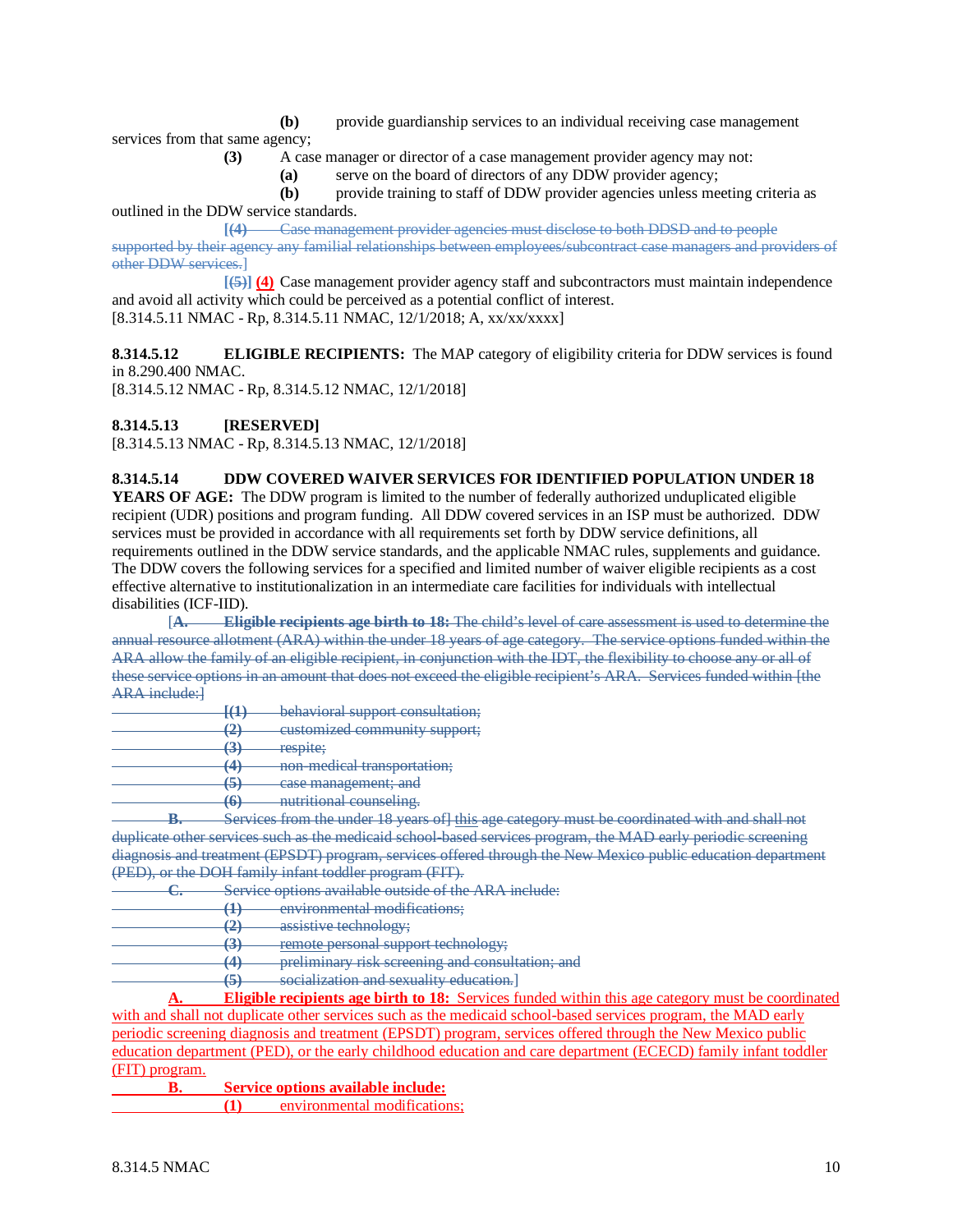**(b)** provide guardianship services to an individual receiving case management services from that same agency;

**(3)** A case manager or director of a case management provider agency may not:

**(a)** serve on the board of directors of any DDW provider agency;

**(b)** provide training to staff of DDW provider agencies unless meeting criteria as outlined in the DDW service standards.

[**(4)** ~~Case management provider agencies must disclose to both DDSD and to people supported by their agency any familial relationships between employees/subcontract case managers and providers of other DDW services.~~]

[~~**(5)**~~] **(4)** Case management provider agency staff and subcontractors must maintain independence and avoid all activity which could be perceived as a potential conflict of interest.

[8.314.5.11 NMAC - Rp, 8.314.5.11 NMAC, 12/1/2018; A, xx/xx/xxxx]

**8.314.5.12 ELIGIBLE RECIPIENTS:** The MAP category of eligibility criteria for DDW services is found in 8.290.400 NMAC.

[8.314.5.12 NMAC - Rp, 8.314.5.12 NMAC, 12/1/2018]

**8.314.5.13 [RESERVED]**

[8.314.5.13 NMAC - Rp, 8.314.5.13 NMAC, 12/1/2018]

**8.314.5.14 DDW COVERED WAIVER SERVICES FOR IDENTIFIED POPULATION UNDER 18 YEARS OF AGE:** The DDW program is limited to the number of federally authorized unduplicated eligible recipient (UDR) positions and program funding. All DDW covered services in an ISP must be authorized. DDW services must be provided in accordance with all requirements set forth by DDW service definitions, all requirements outlined in the DDW service standards, and the applicable NMAC rules, supplements and guidance. The DDW covers the following services for a specified and limited number of waiver eligible recipients as a cost effective alternative to institutionalization in an intermediate care facilities for individuals with intellectual disabilities (ICF-IID).

[~~**A. Eligible recipients age birth to 18:** The child's level of care assessment is used to determine the annual resource allotment (ARA) within the under 18 years of age category. The service options funded within the ARA allow the family of an eligible recipient, in conjunction with the IDT, the flexibility to choose any or all of these service options in an amount that does not exceed the eligible recipient's ARA. Services funded within [the ARA include:]~~

~~[**(1)** behavioral support consultation;~~

~~**(2)** customized community support;~~

~~**(3)** respite;~~

~~**(4)** non-medical transportation;~~

~~**(5)** case management; and~~

~~**(6)** nutritional counseling.~~

~~**B.** Services from the under 18 years of]~~ this ~~age category must be coordinated with and shall not duplicate other services such as the medicaid school-based services program, the MAD early periodic screening diagnosis and treatment (EPSDT) program, services offered through the New Mexico public education department (PED), or the DOH family infant toddler program (FIT).~~

~~**C.** Service options available outside of the ARA include:~~

~~**(1)** environmental modifications;~~

~~**(2)** assistive technology;~~

~~**(3)** remote personal support technology;~~

~~**(4)** preliminary risk screening and consultation; and~~

~~**(5)** socialization and sexuality education.~~]

**A. Eligible recipients age birth to 18:** Services funded within this age category must be coordinated with and shall not duplicate other services such as the medicaid school-based services program, the MAD early periodic screening diagnosis and treatment (EPSDT) program, services offered through the New Mexico public education department (PED), or the early childhood education and care department (ECECD) family infant toddler (FIT) program.

**B. Service options available include:**

**(1)** environmental modifications;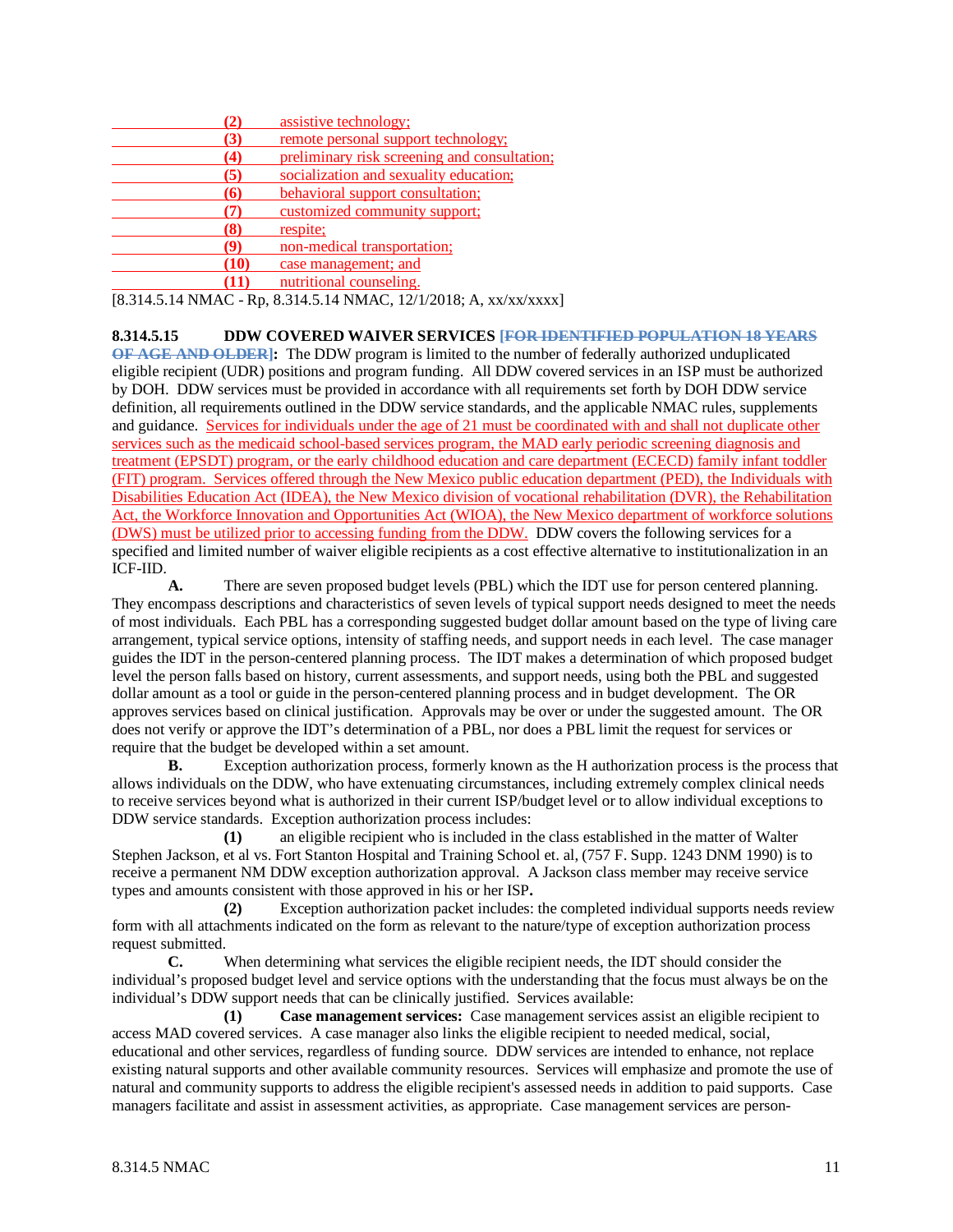(2) assistive technology;
(3) remote personal support technology;
(4) preliminary risk screening and consultation;
(5) socialization and sexuality education;
(6) behavioral support consultation;
(7) customized community support;
(8) respite;
(9) non-medical transportation;
(10) case management; and
(11) nutritional counseling.

[8.314.5.14 NMAC - Rp, 8.314.5.14 NMAC, 12/1/2018; A, xx/xx/xxxx]

**8.314.5.15 DDW COVERED WAIVER SERVICES ~~[FOR IDENTIFIED POPULATION 18 YEARS OF AGE AND OLDER]~~:** The DDW program is limited to the number of federally authorized unduplicated eligible recipient (UDR) positions and program funding. All DDW covered services in an ISP must be authorized by DOH. DDW services must be provided in accordance with all requirements set forth by DOH DDW service definition, all requirements outlined in the DDW service standards, and the applicable NMAC rules, supplements and guidance. Services for individuals under the age of 21 must be coordinated with and shall not duplicate other services such as the medicaid school-based services program, the MAD early periodic screening diagnosis and treatment (EPSDT) program, or the early childhood education and care department (ECECD) family infant toddler (FIT) program. Services offered through the New Mexico public education department (PED), the Individuals with Disabilities Education Act (IDEA), the New Mexico division of vocational rehabilitation (DVR), the Rehabilitation Act, the Workforce Innovation and Opportunities Act (WIOA), the New Mexico department of workforce solutions (DWS) must be utilized prior to accessing funding from the DDW. DDW covers the following services for a specified and limited number of waiver eligible recipients as a cost effective alternative to institutionalization in an ICF-IID.

**A.** There are seven proposed budget levels (PBL) which the IDT use for person centered planning. They encompass descriptions and characteristics of seven levels of typical support needs designed to meet the needs of most individuals. Each PBL has a corresponding suggested budget dollar amount based on the type of living care arrangement, typical service options, intensity of staffing needs, and support needs in each level. The case manager guides the IDT in the person-centered planning process. The IDT makes a determination of which proposed budget level the person falls based on history, current assessments, and support needs, using both the PBL and suggested dollar amount as a tool or guide in the person-centered planning process and in budget development. The OR approves services based on clinical justification. Approvals may be over or under the suggested amount. The OR does not verify or approve the IDT's determination of a PBL, nor does a PBL limit the request for services or require that the budget be developed within a set amount.

**B.** Exception authorization process, formerly known as the H authorization process is the process that allows individuals on the DDW, who have extenuating circumstances, including extremely complex clinical needs to receive services beyond what is authorized in their current ISP/budget level or to allow individual exceptions to DDW service standards. Exception authorization process includes:

**(1)** an eligible recipient who is included in the class established in the matter of Walter Stephen Jackson, et al vs. Fort Stanton Hospital and Training School et. al, (757 F. Supp. 1243 DNM 1990) is to receive a permanent NM DDW exception authorization approval. A Jackson class member may receive service types and amounts consistent with those approved in his or her ISP**.**

**(2)** Exception authorization packet includes: the completed individual supports needs review form with all attachments indicated on the form as relevant to the nature/type of exception authorization process request submitted.

**C.** When determining what services the eligible recipient needs, the IDT should consider the individual's proposed budget level and service options with the understanding that the focus must always be on the individual's DDW support needs that can be clinically justified. Services available:

**(1) Case management services:** Case management services assist an eligible recipient to access MAD covered services. A case manager also links the eligible recipient to needed medical, social, educational and other services, regardless of funding source. DDW services are intended to enhance, not replace existing natural supports and other available community resources. Services will emphasize and promote the use of natural and community supports to address the eligible recipient's assessed needs in addition to paid supports. Case managers facilitate and assist in assessment activities, as appropriate. Case management services are person-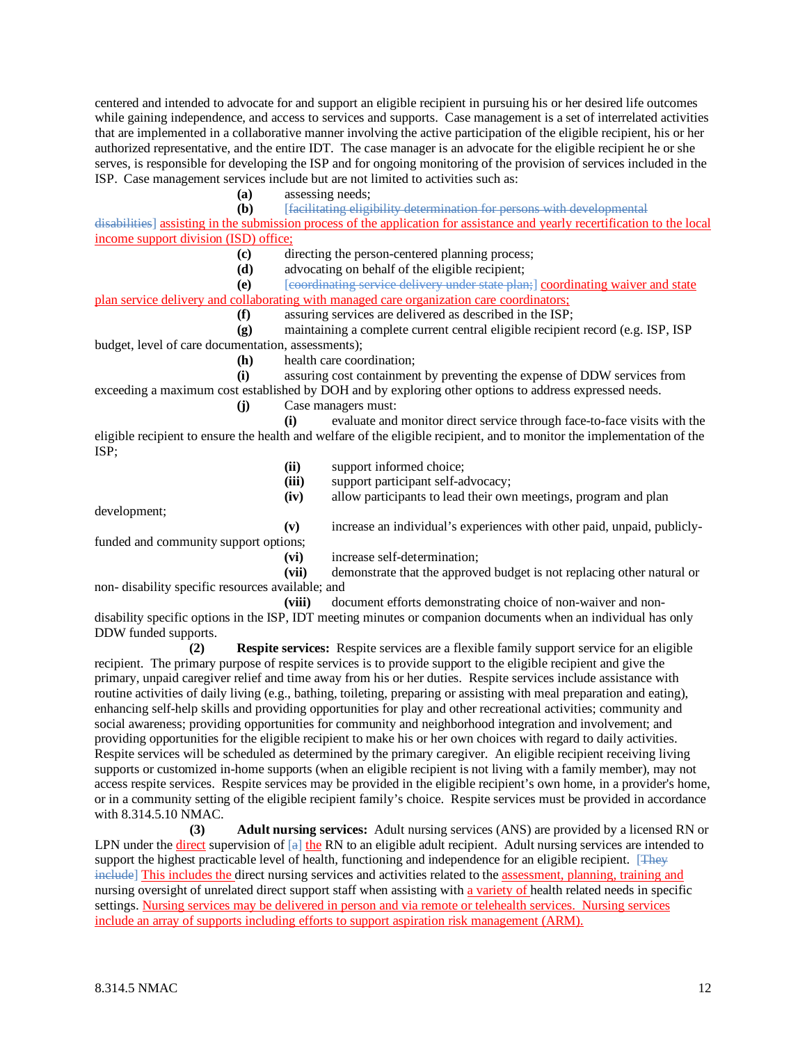centered and intended to advocate for and support an eligible recipient in pursuing his or her desired life outcomes while gaining independence, and access to services and supports. Case management is a set of interrelated activities that are implemented in a collaborative manner involving the active participation of the eligible recipient, his or her authorized representative, and the entire IDT. The case manager is an advocate for the eligible recipient he or she serves, is responsible for developing the ISP and for ongoing monitoring of the provision of services included in the ISP. Case management services include but are not limited to activities such as:

**(a)** assessing needs;

**(b)** [~~facilitating eligibility determination for persons with developmental disabilities~~] assisting in the submission process of the application for assistance and yearly recertification to the local income support division (ISD) office;

**(c)** directing the person-centered planning process;

**(d)** advocating on behalf of the eligible recipient;

**(e)** [~~coordinating service delivery under state plan;~~] coordinating waiver and state plan service delivery and collaborating with managed care organization care coordinators;

**(f)** assuring services are delivered as described in the ISP;

**(g)** maintaining a complete current central eligible recipient record (e.g. ISP, ISP budget, level of care documentation, assessments);

**(h)** health care coordination;

**(i)** assuring cost containment by preventing the expense of DDW services from exceeding a maximum cost established by DOH and by exploring other options to address expressed needs.

**(j)** Case managers must:

**(i)** evaluate and monitor direct service through face-to-face visits with the eligible recipient to ensure the health and welfare of the eligible recipient, and to monitor the implementation of the ISP;

**(ii)** support informed choice;

**(iii)** support participant self-advocacy;

**(iv)** allow participants to lead their own meetings, program and plan development;

**(v)** increase an individual's experiences with other paid, unpaid, publicly-funded and community support options;

**(vi)** increase self-determination;

**(vii)** demonstrate that the approved budget is not replacing other natural or non- disability specific resources available; and

**(viii)** document efforts demonstrating choice of non-waiver and non-disability specific options in the ISP, IDT meeting minutes or companion documents when an individual has only DDW funded supports.

**(2) Respite services:** Respite services are a flexible family support service for an eligible recipient. The primary purpose of respite services is to provide support to the eligible recipient and give the primary, unpaid caregiver relief and time away from his or her duties. Respite services include assistance with routine activities of daily living (e.g., bathing, toileting, preparing or assisting with meal preparation and eating), enhancing self-help skills and providing opportunities for play and other recreational activities; community and social awareness; providing opportunities for community and neighborhood integration and involvement; and providing opportunities for the eligible recipient to make his or her own choices with regard to daily activities. Respite services will be scheduled as determined by the primary caregiver. An eligible recipient receiving living supports or customized in-home supports (when an eligible recipient is not living with a family member), may not access respite services. Respite services may be provided in the eligible recipient's own home, in a provider's home, or in a community setting of the eligible recipient family's choice. Respite services must be provided in accordance with 8.314.5.10 NMAC.

**(3) Adult nursing services:** Adult nursing services (ANS) are provided by a licensed RN or LPN under the direct supervision of [~~a~~] the RN to an eligible adult recipient. Adult nursing services are intended to support the highest practicable level of health, functioning and independence for an eligible recipient. [~~They include~~] This includes the direct nursing services and activities related to the assessment, planning, training and nursing oversight of unrelated direct support staff when assisting with a variety of health related needs in specific settings. Nursing services may be delivered in person and via remote or telehealth services. Nursing services include an array of supports including efforts to support aspiration risk management (ARM).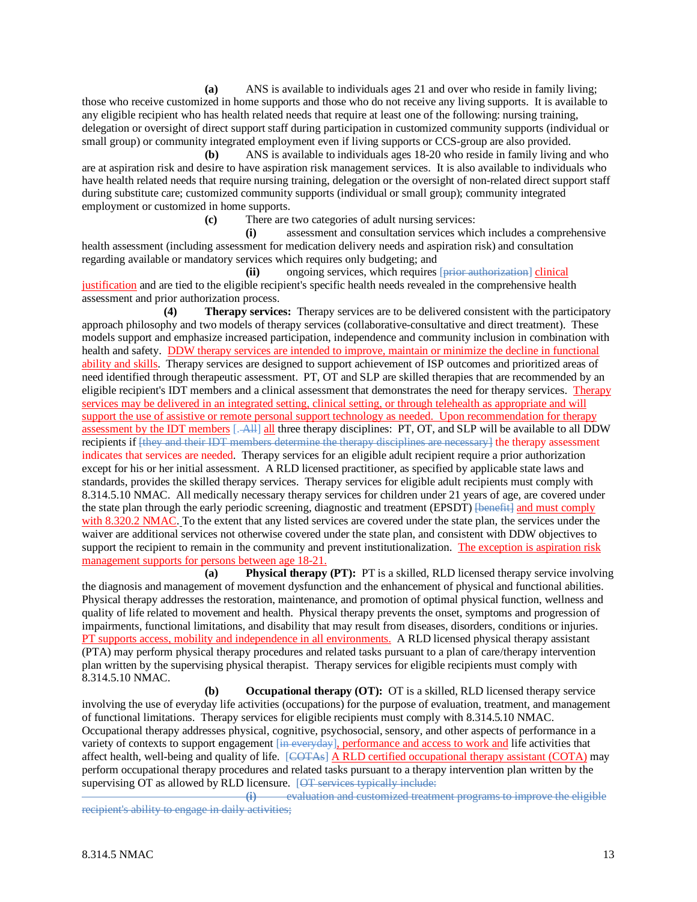**(a)** ANS is available to individuals ages 21 and over who reside in family living; those who receive customized in home supports and those who do not receive any living supports. It is available to any eligible recipient who has health related needs that require at least one of the following: nursing training, delegation or oversight of direct support staff during participation in customized community supports (individual or small group) or community integrated employment even if living supports or CCS-group are also provided.

**(b)** ANS is available to individuals ages 18-20 who reside in family living and who are at aspiration risk and desire to have aspiration risk management services. It is also available to individuals who have health related needs that require nursing training, delegation or the oversight of non-related direct support staff during substitute care; customized community supports (individual or small group); community integrated employment or customized in home supports.

**(c)** There are two categories of adult nursing services:

**(i)** assessment and consultation services which includes a comprehensive health assessment (including assessment for medication delivery needs and aspiration risk) and consultation regarding available or mandatory services which requires only budgeting; and

**(ii)** ongoing services, which requires [prior authorization] clinical justification and are tied to the eligible recipient's specific health needs revealed in the comprehensive health assessment and prior authorization process.

**(4)** **Therapy services:** Therapy services are to be delivered consistent with the participatory approach philosophy and two models of therapy services (collaborative-consultative and direct treatment). These models support and emphasize increased participation, independence and community inclusion in combination with health and safety. DDW therapy services are intended to improve, maintain or minimize the decline in functional ability and skills. Therapy services are designed to support achievement of ISP outcomes and prioritized areas of need identified through therapeutic assessment. PT, OT and SLP are skilled therapies that are recommended by an eligible recipient's IDT members and a clinical assessment that demonstrates the need for therapy services. Therapy services may be delivered in an integrated setting, clinical setting, or through telehealth as appropriate and will support the use of assistive or remote personal support technology as needed. Upon recommendation for therapy assessment by the IDT members [. All] all three therapy disciplines: PT, OT, and SLP will be available to all DDW recipients if [they and their IDT members determine the therapy disciplines are necessary] the therapy assessment indicates that services are needed. Therapy services for an eligible adult recipient require a prior authorization except for his or her initial assessment. A RLD licensed practitioner, as specified by applicable state laws and standards, provides the skilled therapy services. Therapy services for eligible adult recipients must comply with 8.314.5.10 NMAC. All medically necessary therapy services for children under 21 years of age, are covered under the state plan through the early periodic screening, diagnostic and treatment (EPSDT) [benefit] and must comply with 8.320.2 NMAC. To the extent that any listed services are covered under the state plan, the services under the waiver are additional services not otherwise covered under the state plan, and consistent with DDW objectives to support the recipient to remain in the community and prevent institutionalization. The exception is aspiration risk management supports for persons between age 18-21.

**(a)** **Physical therapy (PT):** PT is a skilled, RLD licensed therapy service involving the diagnosis and management of movement dysfunction and the enhancement of physical and functional abilities. Physical therapy addresses the restoration, maintenance, and promotion of optimal physical function, wellness and quality of life related to movement and health. Physical therapy prevents the onset, symptoms and progression of impairments, functional limitations, and disability that may result from diseases, disorders, conditions or injuries. PT supports access, mobility and independence in all environments. A RLD licensed physical therapy assistant (PTA) may perform physical therapy procedures and related tasks pursuant to a plan of care/therapy intervention plan written by the supervising physical therapist. Therapy services for eligible recipients must comply with 8.314.5.10 NMAC.

**(b)** **Occupational therapy (OT):** OT is a skilled, RLD licensed therapy service involving the use of everyday life activities (occupations) for the purpose of evaluation, treatment, and management of functional limitations. Therapy services for eligible recipients must comply with 8.314.5.10 NMAC. Occupational therapy addresses physical, cognitive, psychosocial, sensory, and other aspects of performance in a variety of contexts to support engagement [in everyday], performance and access to work and life activities that affect health, well-being and quality of life. [COTAs] A RLD certified occupational therapy assistant (COTA) may perform occupational therapy procedures and related tasks pursuant to a therapy intervention plan written by the supervising OT as allowed by RLD licensure. [OT services typically include:

**(i)** evaluation and customized treatment programs to improve the eligible recipient's ability to engage in daily activities;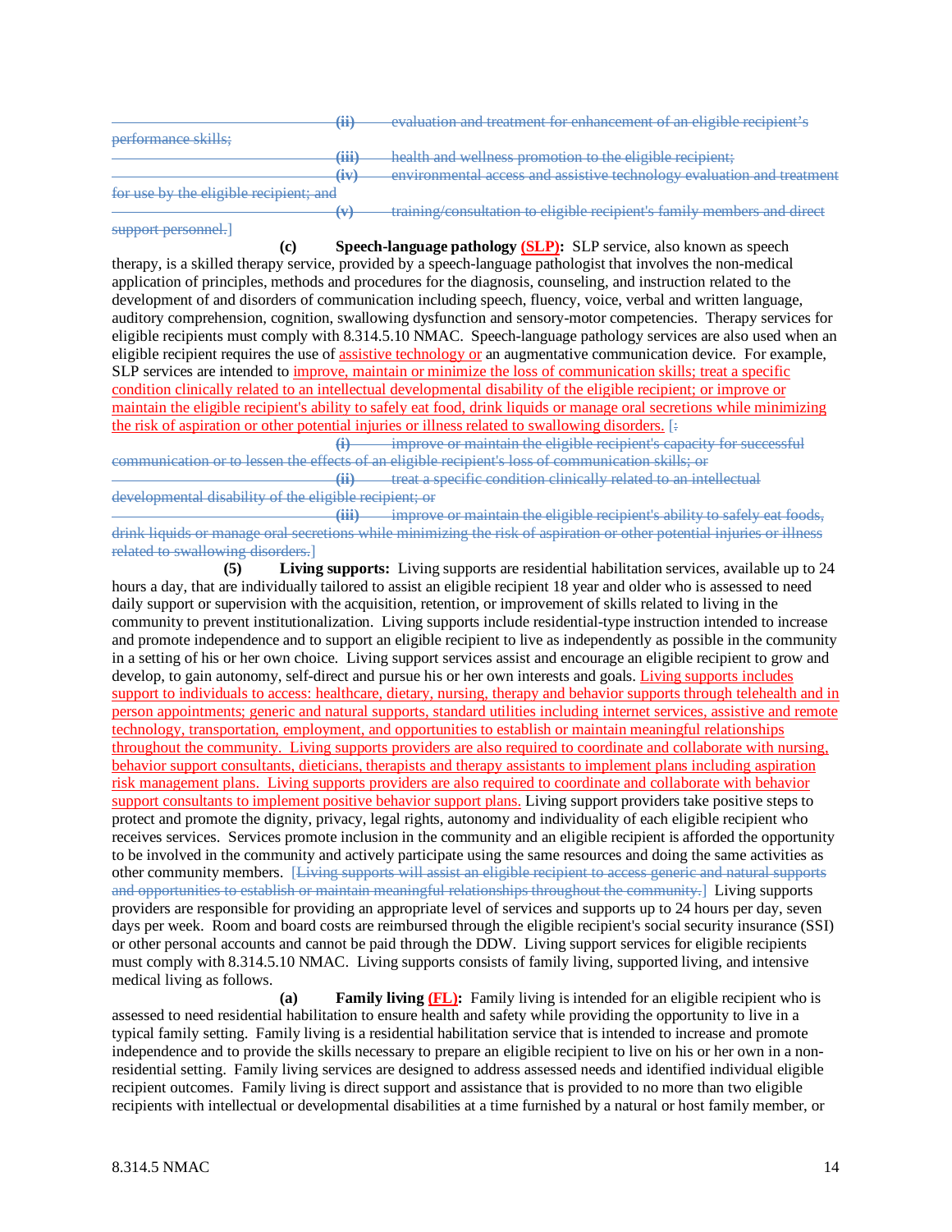~~(ii) evaluation and treatment for enhancement of an eligible recipient's performance skills;~~
~~(iii) health and wellness promotion to the eligible recipient;~~
~~(iv) environmental access and assistive technology evaluation and treatment for use by the eligible recipient; and~~
~~(v) training/consultation to eligible recipient's family members and direct support personnel.~~]

**(c) Speech-language pathology <u>(SLP)</u>:** SLP service, also known as speech therapy, is a skilled therapy service, provided by a speech-language pathologist that involves the non-medical application of principles, methods and procedures for the diagnosis, counseling, and instruction related to the development of and disorders of communication including speech, fluency, voice, verbal and written language, auditory comprehension, cognition, swallowing dysfunction and sensory-motor competencies. Therapy services for eligible recipients must comply with 8.314.5.10 NMAC. Speech-language pathology services are also used when an eligible recipient requires the use of <u>assistive technology or</u> an augmentative communication device. For example, SLP services are intended to <u>improve, maintain or minimize the loss of communication skills; treat a specific condition clinically related to an intellectual developmental disability of the eligible recipient; or improve or maintain the eligible recipient's ability to safely eat food, drink liquids or manage oral secretions while minimizing the risk of aspiration or other potential injuries or illness related to swallowing disorders.</u> [~~:~~
~~(i) improve or maintain the eligible recipient's capacity for successful communication or to lessen the effects of an eligible recipient's loss of communication skills; or~~
~~(ii) treat a specific condition clinically related to an intellectual developmental disability of the eligible recipient; or~~
~~(iii) improve or maintain the eligible recipient's ability to safely eat foods, drink liquids or manage oral secretions while minimizing the risk of aspiration or other potential injuries or illness related to swallowing disorders.~~]

**(5) Living supports:** Living supports are residential habilitation services, available up to 24 hours a day, that are individually tailored to assist an eligible recipient 18 year and older who is assessed to need daily support or supervision with the acquisition, retention, or improvement of skills related to living in the community to prevent institutionalization. Living supports include residential-type instruction intended to increase and promote independence and to support an eligible recipient to live as independently as possible in the community in a setting of his or her own choice. Living support services assist and encourage an eligible recipient to grow and develop, to gain autonomy, self-direct and pursue his or her own interests and goals. <u>Living supports includes support to individuals to access: healthcare, dietary, nursing, therapy and behavior supports through telehealth and in person appointments; generic and natural supports, standard utilities including internet services, assistive and remote technology, transportation, employment, and opportunities to establish or maintain meaningful relationships throughout the community. Living supports providers are also required to coordinate and collaborate with nursing, behavior support consultants, dieticians, therapists and therapy assistants to implement plans including aspiration risk management plans. Living supports providers are also required to coordinate and collaborate with behavior support consultants to implement positive behavior support plans.</u> Living support providers take positive steps to protect and promote the dignity, privacy, legal rights, autonomy and individuality of each eligible recipient who receives services. Services promote inclusion in the community and an eligible recipient is afforded the opportunity to be involved in the community and actively participate using the same resources and doing the same activities as other community members. [~~Living supports will assist an eligible recipient to access generic and natural supports and opportunities to establish or maintain meaningful relationships throughout the community.~~] Living supports providers are responsible for providing an appropriate level of services and supports up to 24 hours per day, seven days per week. Room and board costs are reimbursed through the eligible recipient's social security insurance (SSI) or other personal accounts and cannot be paid through the DDW. Living support services for eligible recipients must comply with 8.314.5.10 NMAC. Living supports consists of family living, supported living, and intensive medical living as follows.

**(a) Family living <u>(FL)</u>:** Family living is intended for an eligible recipient who is assessed to need residential habilitation to ensure health and safety while providing the opportunity to live in a typical family setting. Family living is a residential habilitation service that is intended to increase and promote independence and to provide the skills necessary to prepare an eligible recipient to live on his or her own in a non-residential setting. Family living services are designed to address assessed needs and identified individual eligible recipient outcomes. Family living is direct support and assistance that is provided to no more than two eligible recipients with intellectual or developmental disabilities at a time furnished by a natural or host family member, or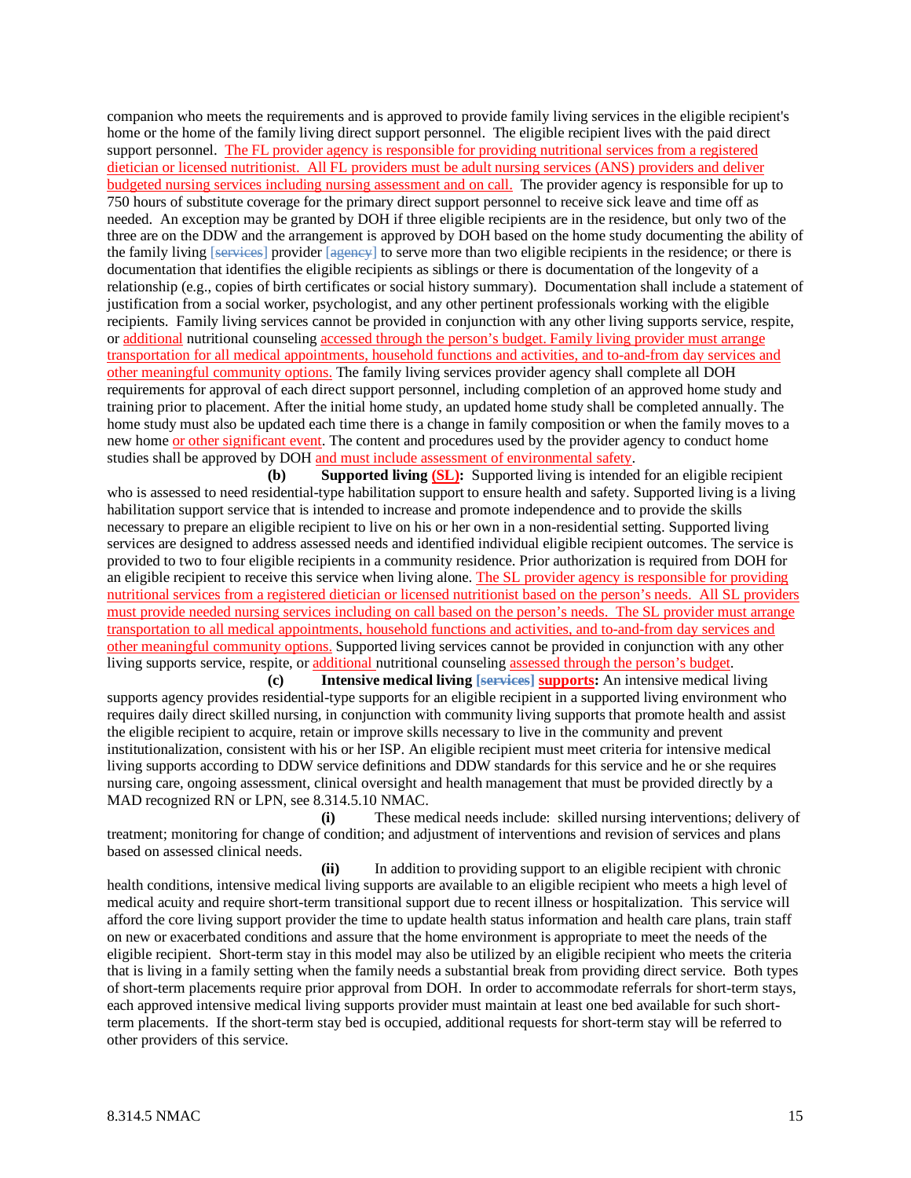companion who meets the requirements and is approved to provide family living services in the eligible recipient's home or the home of the family living direct support personnel. The eligible recipient lives with the paid direct support personnel. The FL provider agency is responsible for providing nutritional services from a registered dietician or licensed nutritionist. All FL providers must be adult nursing services (ANS) providers and deliver budgeted nursing services including nursing assessment and on call. The provider agency is responsible for up to 750 hours of substitute coverage for the primary direct support personnel to receive sick leave and time off as needed. An exception may be granted by DOH if three eligible recipients are in the residence, but only two of the three are on the DDW and the arrangement is approved by DOH based on the home study documenting the ability of the family living [services] provider [agency] to serve more than two eligible recipients in the residence; or there is documentation that identifies the eligible recipients as siblings or there is documentation of the longevity of a relationship (e.g., copies of birth certificates or social history summary). Documentation shall include a statement of justification from a social worker, psychologist, and any other pertinent professionals working with the eligible recipients. Family living services cannot be provided in conjunction with any other living supports service, respite, or additional nutritional counseling accessed through the person's budget. Family living provider must arrange transportation for all medical appointments, household functions and activities, and to-and-from day services and other meaningful community options. The family living services provider agency shall complete all DOH requirements for approval of each direct support personnel, including completion of an approved home study and training prior to placement. After the initial home study, an updated home study shall be completed annually. The home study must also be updated each time there is a change in family composition or when the family moves to a new home or other significant event. The content and procedures used by the provider agency to conduct home studies shall be approved by DOH and must include assessment of environmental safety.

**(b) Supported living (SL):** Supported living is intended for an eligible recipient who is assessed to need residential-type habilitation support to ensure health and safety. Supported living is a living habilitation support service that is intended to increase and promote independence and to provide the skills necessary to prepare an eligible recipient to live on his or her own in a non-residential setting. Supported living services are designed to address assessed needs and identified individual eligible recipient outcomes. The service is provided to two to four eligible recipients in a community residence. Prior authorization is required from DOH for an eligible recipient to receive this service when living alone. The SL provider agency is responsible for providing nutritional services from a registered dietician or licensed nutritionist based on the person's needs. All SL providers must provide needed nursing services including on call based on the person's needs. The SL provider must arrange transportation to all medical appointments, household functions and activities, and to-and-from day services and other meaningful community options. Supported living services cannot be provided in conjunction with any other living supports service, respite, or additional nutritional counseling assessed through the person's budget.

**(c) Intensive medical living [services] supports:** An intensive medical living supports agency provides residential-type supports for an eligible recipient in a supported living environment who requires daily direct skilled nursing, in conjunction with community living supports that promote health and assist the eligible recipient to acquire, retain or improve skills necessary to live in the community and prevent institutionalization, consistent with his or her ISP. An eligible recipient must meet criteria for intensive medical living supports according to DDW service definitions and DDW standards for this service and he or she requires nursing care, ongoing assessment, clinical oversight and health management that must be provided directly by a MAD recognized RN or LPN, see 8.314.5.10 NMAC.

**(i)** These medical needs include: skilled nursing interventions; delivery of treatment; monitoring for change of condition; and adjustment of interventions and revision of services and plans based on assessed clinical needs.

**(ii)** In addition to providing support to an eligible recipient with chronic health conditions, intensive medical living supports are available to an eligible recipient who meets a high level of medical acuity and require short-term transitional support due to recent illness or hospitalization. This service will afford the core living support provider the time to update health status information and health care plans, train staff on new or exacerbated conditions and assure that the home environment is appropriate to meet the needs of the eligible recipient. Short-term stay in this model may also be utilized by an eligible recipient who meets the criteria that is living in a family setting when the family needs a substantial break from providing direct service. Both types of short-term placements require prior approval from DOH. In order to accommodate referrals for short-term stays, each approved intensive medical living supports provider must maintain at least one bed available for such short-term placements. If the short-term stay bed is occupied, additional requests for short-term stay will be referred to other providers of this service.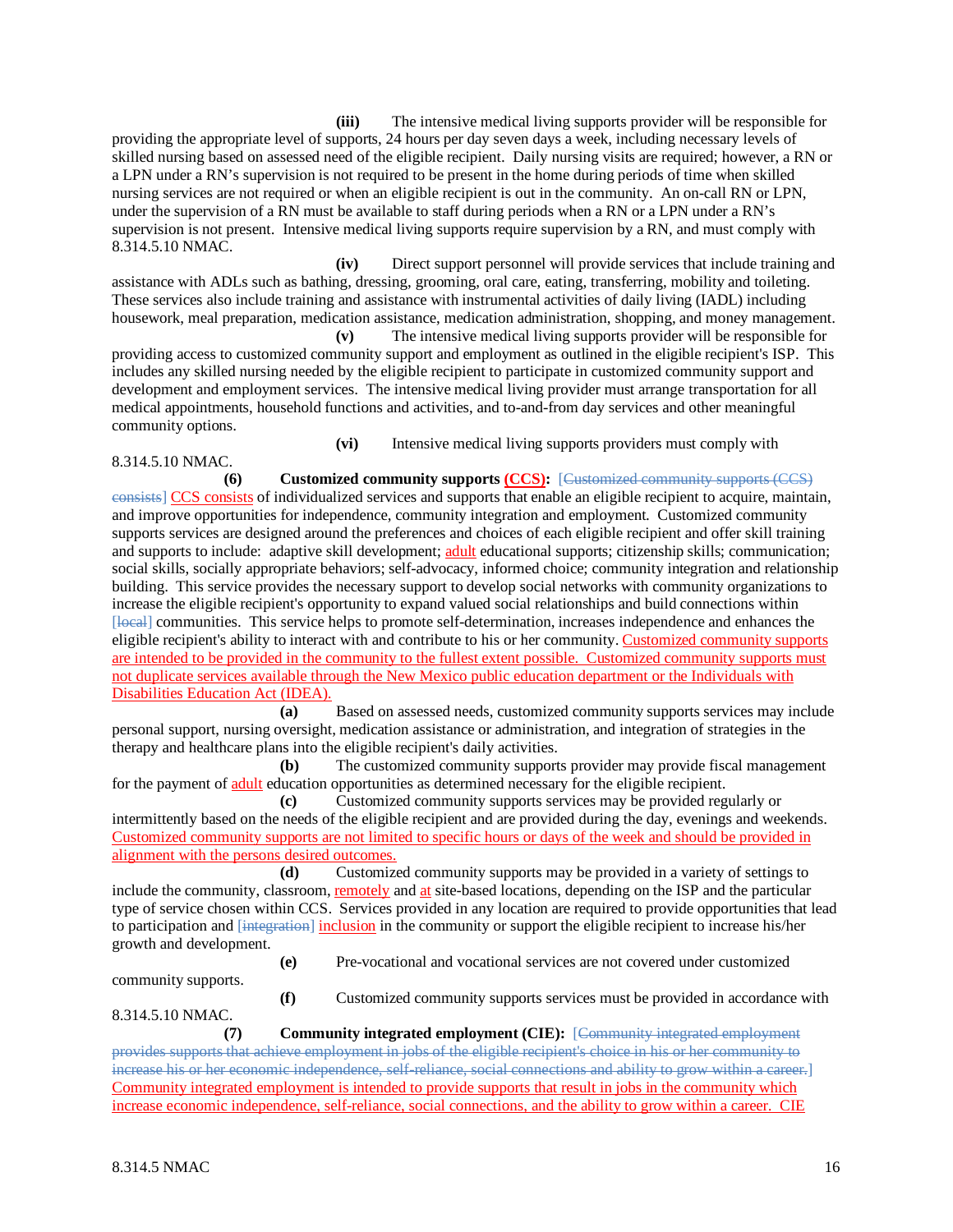**(iii)** The intensive medical living supports provider will be responsible for providing the appropriate level of supports, 24 hours per day seven days a week, including necessary levels of skilled nursing based on assessed need of the eligible recipient. Daily nursing visits are required; however, a RN or a LPN under a RN's supervision is not required to be present in the home during periods of time when skilled nursing services are not required or when an eligible recipient is out in the community. An on-call RN or LPN, under the supervision of a RN must be available to staff during periods when a RN or a LPN under a RN's supervision is not present. Intensive medical living supports require supervision by a RN, and must comply with 8.314.5.10 NMAC.

**(iv)** Direct support personnel will provide services that include training and assistance with ADLs such as bathing, dressing, grooming, oral care, eating, transferring, mobility and toileting. These services also include training and assistance with instrumental activities of daily living (IADL) including housework, meal preparation, medication assistance, medication administration, shopping, and money management.

**(v)** The intensive medical living supports provider will be responsible for providing access to customized community support and employment as outlined in the eligible recipient's ISP. This includes any skilled nursing needed by the eligible recipient to participate in customized community support and development and employment services. The intensive medical living provider must arrange transportation for all medical appointments, household functions and activities, and to-and-from day services and other meaningful community options.

**(vi)** Intensive medical living supports providers must comply with 8.314.5.10 NMAC.

**(6) Customized community supports (CCS):** [~~Customized community supports (CCS) consists~~] CCS consists of individualized services and supports that enable an eligible recipient to acquire, maintain, and improve opportunities for independence, community integration and employment. Customized community supports services are designed around the preferences and choices of each eligible recipient and offer skill training and supports to include: adaptive skill development; adult educational supports; citizenship skills; communication; social skills, socially appropriate behaviors; self-advocacy, informed choice; community integration and relationship building. This service provides the necessary support to develop social networks with community organizations to increase the eligible recipient's opportunity to expand valued social relationships and build connections within [~~local~~] communities. This service helps to promote self-determination, increases independence and enhances the eligible recipient's ability to interact with and contribute to his or her community. Customized community supports are intended to be provided in the community to the fullest extent possible. Customized community supports must not duplicate services available through the New Mexico public education department or the Individuals with Disabilities Education Act (IDEA).

**(a)** Based on assessed needs, customized community supports services may include personal support, nursing oversight, medication assistance or administration, and integration of strategies in the therapy and healthcare plans into the eligible recipient's daily activities.

**(b)** The customized community supports provider may provide fiscal management for the payment of adult education opportunities as determined necessary for the eligible recipient.

**(c)** Customized community supports services may be provided regularly or intermittently based on the needs of the eligible recipient and are provided during the day, evenings and weekends. Customized community supports are not limited to specific hours or days of the week and should be provided in alignment with the persons desired outcomes.

**(d)** Customized community supports may be provided in a variety of settings to include the community, classroom, remotely and at site-based locations, depending on the ISP and the particular type of service chosen within CCS. Services provided in any location are required to provide opportunities that lead to participation and [~~integration~~] inclusion in the community or support the eligible recipient to increase his/her growth and development.

**(e)** Pre-vocational and vocational services are not covered under customized community supports.

**(f)** Customized community supports services must be provided in accordance with 8.314.5.10 NMAC.

**(7) Community integrated employment (CIE):** [~~Community integrated employment provides supports that achieve employment in jobs of the eligible recipient's choice in his or her community to increase his or her economic independence, self-reliance, social connections and ability to grow within a career.~~] Community integrated employment is intended to provide supports that result in jobs in the community which increase economic independence, self-reliance, social connections, and the ability to grow within a career. CIE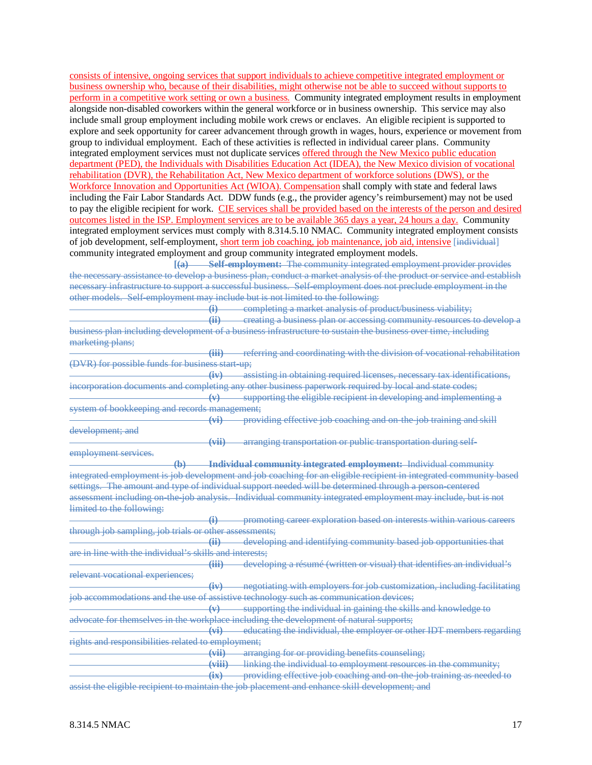consists of intensive, ongoing services that support individuals to achieve competitive integrated employment or business ownership who, because of their disabilities, might otherwise not be able to succeed without supports to perform in a competitive work setting or own a business. Community integrated employment results in employment alongside non-disabled coworkers within the general workforce or in business ownership. This service may also include small group employment including mobile work crews or enclaves. An eligible recipient is supported to explore and seek opportunity for career advancement through growth in wages, hours, experience or movement from group to individual employment. Each of these activities is reflected in individual career plans. Community integrated employment services must not duplicate services offered through the New Mexico public education department (PED), the Individuals with Disabilities Education Act (IDEA), the New Mexico division of vocational rehabilitation (DVR), the Rehabilitation Act, New Mexico department of workforce solutions (DWS), or the Workforce Innovation and Opportunities Act (WIOA). Compensation shall comply with state and federal laws including the Fair Labor Standards Act. DDW funds (e.g., the provider agency's reimbursement) may not be used to pay the eligible recipient for work. CIE services shall be provided based on the interests of the person and desired outcomes listed in the ISP. Employment services are to be available 365 days a year, 24 hours a day. Community integrated employment services must comply with 8.314.5.10 NMAC. Community integrated employment consists of job development, self-employment, short term job coaching, job maintenance, job aid, intensive [~~individual~~] community integrated employment and group community integrated employment models.

~~[(a) **Self-employment:** The community integrated employment provider provides the necessary assistance to develop a business plan, conduct a market analysis of the product or service and establish necessary infrastructure to support a successful business. Self-employment does not preclude employment in the other models. Self-employment may include but is not limited to the following:~~

~~**(i)** completing a market analysis of product/business viability;~~

~~**(ii)** creating a business plan or accessing community resources to develop a business plan including development of a business infrastructure to sustain the business over time, including marketing plans;~~

~~**(iii)** referring and coordinating with the division of vocational rehabilitation (DVR) for possible funds for business start-up;~~

~~**(iv)** assisting in obtaining required licenses, necessary tax identifications, incorporation documents and completing any other business paperwork required by local and state codes;~~

~~**(v)** supporting the eligible recipient in developing and implementing a system of bookkeeping and records management;~~

~~**(vi)** providing effective job coaching and on-the-job training and skill development; and~~

~~**(vii)** arranging transportation or public transportation during self-employment services.~~

~~**(b)** **Individual community integrated employment:** Individual community integrated employment is job development and job coaching for an eligible recipient in integrated community based settings. The amount and type of individual support needed will be determined through a person-centered assessment including on-the-job analysis. Individual community integrated employment may include, but is not limited to the following:~~

~~**(i)** promoting career exploration based on interests within various careers through job sampling, job trials or other assessments;~~

~~**(ii)** developing and identifying community based job opportunities that are in line with the individual's skills and interests;~~

~~**(iii)** developing a résumé (written or visual) that identifies an individual's relevant vocational experiences;~~

~~**(iv)** negotiating with employers for job customization, including facilitating job accommodations and the use of assistive technology such as communication devices;~~

~~**(v)** supporting the individual in gaining the skills and knowledge to advocate for themselves in the workplace including the development of natural supports;~~

~~**(vi)** educating the individual, the employer or other IDT members regarding rights and responsibilities related to employment;~~

~~**(vii)** arranging for or providing benefits counseling;~~

~~**(viii)** linking the individual to employment resources in the community;~~

~~**(ix)** providing effective job coaching and on-the-job training as needed to assist the eligible recipient to maintain the job placement and enhance skill development; and~~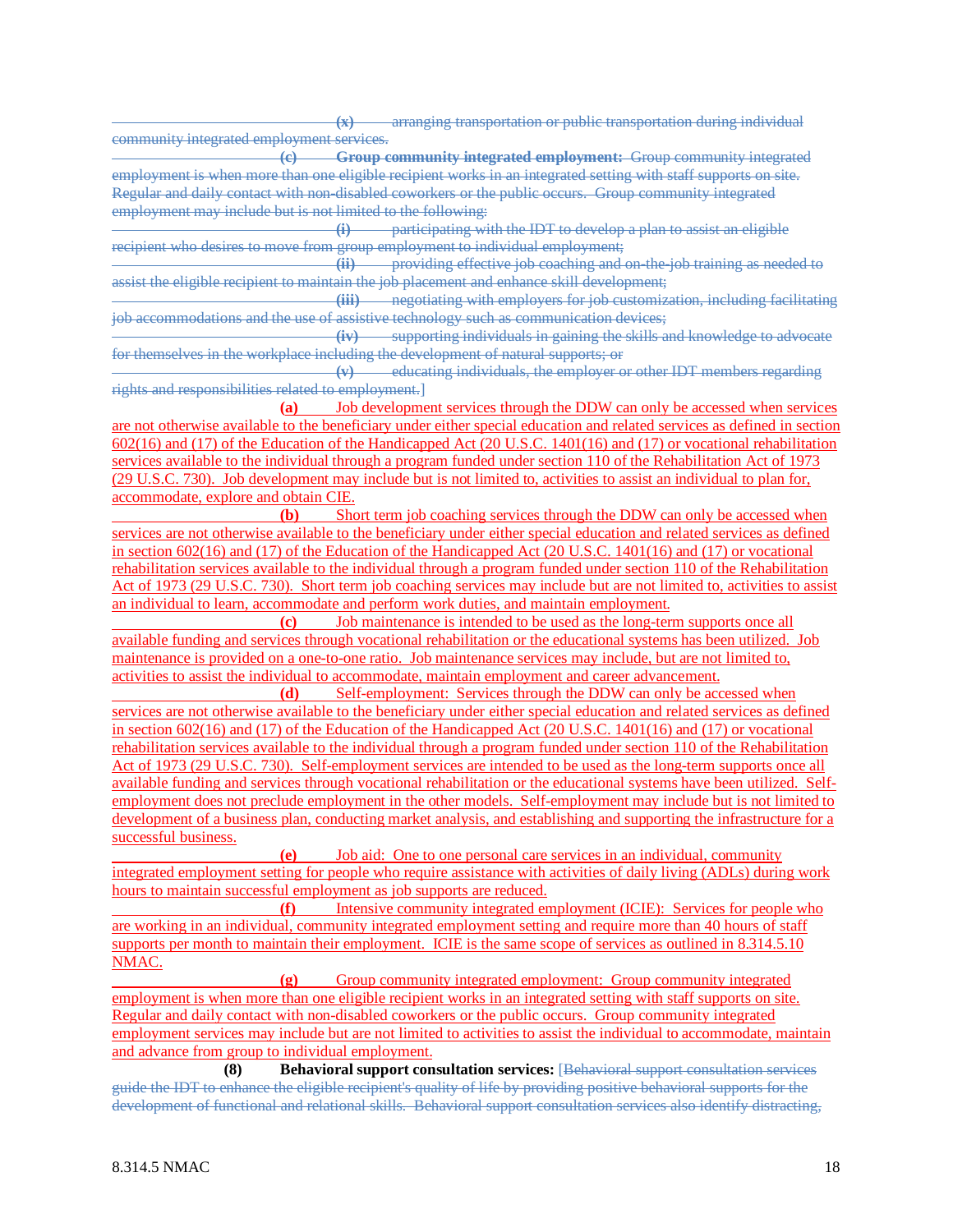(x) arranging transportation or public transportation during individual community integrated employment services.

(c) **Group community integrated employment:** Group community integrated employment is when more than one eligible recipient works in an integrated setting with staff supports on site. Regular and daily contact with non-disabled coworkers or the public occurs. Group community integrated employment may include but is not limited to the following:

(i) participating with the IDT to develop a plan to assist an eligible recipient who desires to move from group employment to individual employment;

(ii) providing effective job coaching and on-the-job training as needed to assist the eligible recipient to maintain the job placement and enhance skill development;

(iii) negotiating with employers for job customization, including facilitating job accommodations and the use of assistive technology such as communication devices;

(iv) supporting individuals in gaining the skills and knowledge to advocate for themselves in the workplace including the development of natural supports; or

(v) educating individuals, the employer or other IDT members regarding rights and responsibilities related to employment.]

**(a)** Job development services through the DDW can only be accessed when services are not otherwise available to the beneficiary under either special education and related services as defined in section 602(16) and (17) of the Education of the Handicapped Act (20 U.S.C. 1401(16) and (17) or vocational rehabilitation services available to the individual through a program funded under section 110 of the Rehabilitation Act of 1973 (29 U.S.C. 730). Job development may include but is not limited to, activities to assist an individual to plan for, accommodate, explore and obtain CIE.

**(b)** Short term job coaching services through the DDW can only be accessed when services are not otherwise available to the beneficiary under either special education and related services as defined in section 602(16) and (17) of the Education of the Handicapped Act (20 U.S.C. 1401(16) and (17) or vocational rehabilitation services available to the individual through a program funded under section 110 of the Rehabilitation Act of 1973 (29 U.S.C. 730). Short term job coaching services may include but are not limited to, activities to assist an individual to learn, accommodate and perform work duties, and maintain employment.

**(c)** Job maintenance is intended to be used as the long-term supports once all available funding and services through vocational rehabilitation or the educational systems has been utilized. Job maintenance is provided on a one-to-one ratio. Job maintenance services may include, but are not limited to, activities to assist the individual to accommodate, maintain employment and career advancement.

**(d)** Self-employment: Services through the DDW can only be accessed when services are not otherwise available to the beneficiary under either special education and related services as defined in section 602(16) and (17) of the Education of the Handicapped Act (20 U.S.C. 1401(16) and (17) or vocational rehabilitation services available to the individual through a program funded under section 110 of the Rehabilitation Act of 1973 (29 U.S.C. 730). Self-employment services are intended to be used as the long-term supports once all available funding and services through vocational rehabilitation or the educational systems have been utilized. Self-employment does not preclude employment in the other models. Self-employment may include but is not limited to development of a business plan, conducting market analysis, and establishing and supporting the infrastructure for a successful business.

**(e)** Job aid: One to one personal care services in an individual, community integrated employment setting for people who require assistance with activities of daily living (ADLs) during work hours to maintain successful employment as job supports are reduced.

**(f)** Intensive community integrated employment (ICIE): Services for people who are working in an individual, community integrated employment setting and require more than 40 hours of staff supports per month to maintain their employment. ICIE is the same scope of services as outlined in 8.314.5.10 NMAC.

**(g)** Group community integrated employment: Group community integrated employment is when more than one eligible recipient works in an integrated setting with staff supports on site. Regular and daily contact with non-disabled coworkers or the public occurs. Group community integrated employment services may include but are not limited to activities to assist the individual to accommodate, maintain and advance from group to individual employment.

**(8) Behavioral support consultation services:** [Behavioral support consultation services guide the IDT to enhance the eligible recipient's quality of life by providing positive behavioral supports for the development of functional and relational skills. Behavioral support consultation services also identify distracting,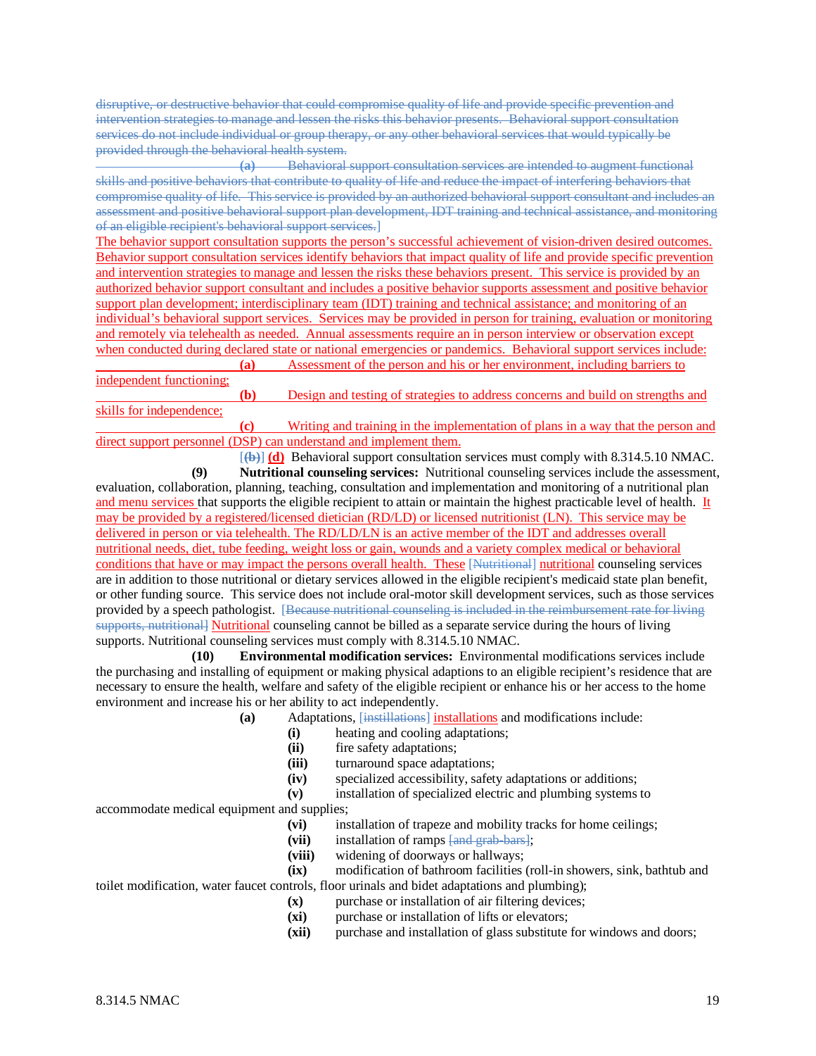disruptive, or destructive behavior that could compromise quality of life and provide specific prevention and intervention strategies to manage and lessen the risks this behavior presents. Behavioral support consultation services do not include individual or group therapy, or any other behavioral services that would typically be provided through the behavioral health system.

**(a)** Behavioral support consultation services are intended to augment functional skills and positive behaviors that contribute to quality of life and reduce the impact of interfering behaviors that compromise quality of life. This service is provided by an authorized behavioral support consultant and includes an assessment and positive behavioral support plan development, IDT training and technical assistance, and monitoring of an eligible recipient's behavioral support services.]

The behavior support consultation supports the person's successful achievement of vision-driven desired outcomes. Behavior support consultation services identify behaviors that impact quality of life and provide specific prevention and intervention strategies to manage and lessen the risks these behaviors present. This service is provided by an authorized behavior support consultant and includes a positive behavior supports assessment and positive behavior support plan development; interdisciplinary team (IDT) training and technical assistance; and monitoring of an individual's behavioral support services. Services may be provided in person for training, evaluation or monitoring and remotely via telehealth as needed. Annual assessments require an in person interview or observation except when conducted during declared state or national emergencies or pandemics. Behavioral support services include:

**(a)** Assessment of the person and his or her environment, including barriers to independent functioning;

**(b)** Design and testing of strategies to address concerns and build on strengths and skills for independence;

**(c)** Writing and training in the implementation of plans in a way that the person and direct support personnel (DSP) can understand and implement them.

[**(b)**] **(d)** Behavioral support consultation services must comply with 8.314.5.10 NMAC.

**(9) Nutritional counseling services:** Nutritional counseling services include the assessment, evaluation, collaboration, planning, teaching, consultation and implementation and monitoring of a nutritional plan and menu services that supports the eligible recipient to attain or maintain the highest practicable level of health. It may be provided by a registered/licensed dietician (RD/LD) or licensed nutritionist (LN). This service may be delivered in person or via telehealth. The RD/LD/LN is an active member of the IDT and addresses overall nutritional needs, diet, tube feeding, weight loss or gain, wounds and a variety complex medical or behavioral conditions that have or may impact the persons overall health. These [Nutritional] nutritional counseling services are in addition to those nutritional or dietary services allowed in the eligible recipient's medicaid state plan benefit, or other funding source. This service does not include oral-motor skill development services, such as those services provided by a speech pathologist. [Because nutritional counseling is included in the reimbursement rate for living supports, nutritional] Nutritional counseling cannot be billed as a separate service during the hours of living supports. Nutritional counseling services must comply with 8.314.5.10 NMAC.

**(10) Environmental modification services:** Environmental modifications services include the purchasing and installing of equipment or making physical adaptions to an eligible recipient's residence that are necessary to ensure the health, welfare and safety of the eligible recipient or enhance his or her access to the home environment and increase his or her ability to act independently.

**(a)** Adaptations, [instillations] installations and modifications include:

**(i)** heating and cooling adaptations;

**(ii)** fire safety adaptations;

**(iii)** turnaround space adaptations;

**(iv)** specialized accessibility, safety adaptations or additions;

**(v)** installation of specialized electric and plumbing systems to accommodate medical equipment and supplies;

**(vi)** installation of trapeze and mobility tracks for home ceilings;

**(vii)** installation of ramps [and grab-bars];

**(viii)** widening of doorways or hallways;

**(ix)** modification of bathroom facilities (roll-in showers, sink, bathtub and toilet modification, water faucet controls, floor urinals and bidet adaptations and plumbing);

**(x)** purchase or installation of air filtering devices;

**(xi)** purchase or installation of lifts or elevators;

**(xii)** purchase and installation of glass substitute for windows and doors;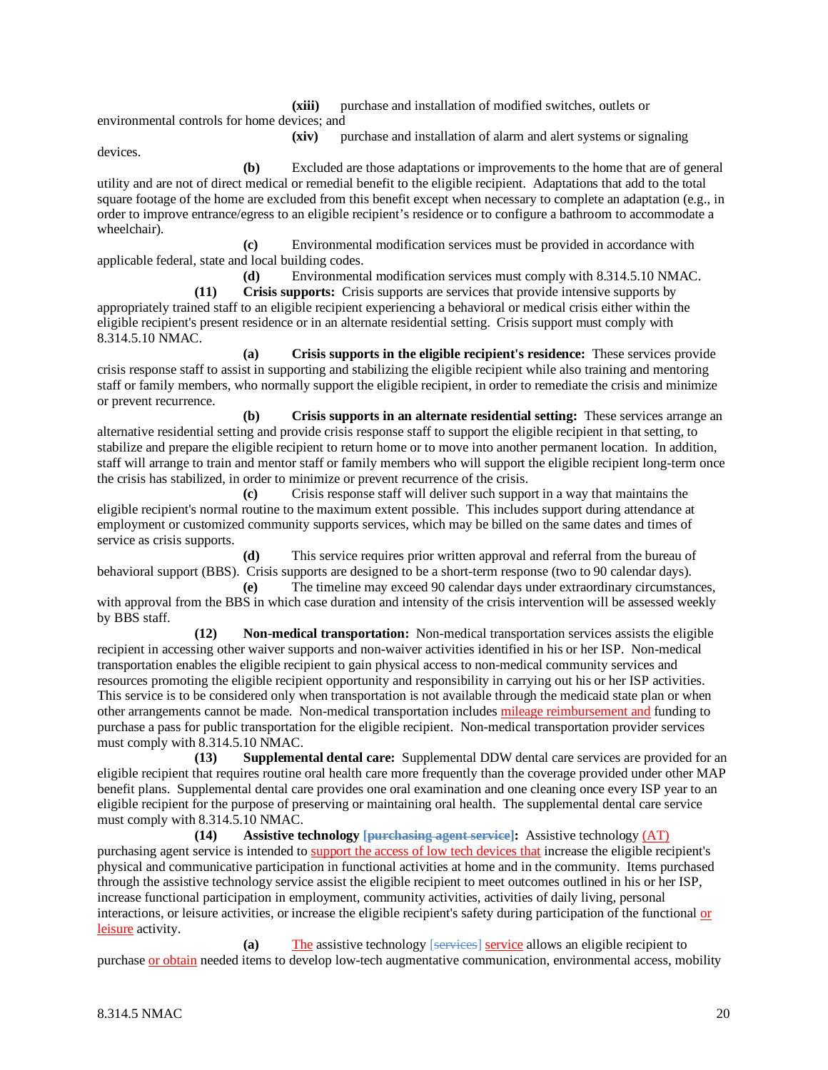(xiii) purchase and installation of modified switches, outlets or environmental controls for home devices; and

(xiv) purchase and installation of alarm and alert systems or signaling devices.

**(b)** Excluded are those adaptations or improvements to the home that are of general utility and are not of direct medical or remedial benefit to the eligible recipient. Adaptations that add to the total square footage of the home are excluded from this benefit except when necessary to complete an adaptation (e.g., in order to improve entrance/egress to an eligible recipient's residence or to configure a bathroom to accommodate a wheelchair).

**(c)** Environmental modification services must be provided in accordance with applicable federal, state and local building codes.

**(d)** Environmental modification services must comply with 8.314.5.10 NMAC.

**(11) Crisis supports:** Crisis supports are services that provide intensive supports by appropriately trained staff to an eligible recipient experiencing a behavioral or medical crisis either within the eligible recipient's present residence or in an alternate residential setting. Crisis support must comply with 8.314.5.10 NMAC.

**(a) Crisis supports in the eligible recipient's residence:** These services provide crisis response staff to assist in supporting and stabilizing the eligible recipient while also training and mentoring staff or family members, who normally support the eligible recipient, in order to remediate the crisis and minimize or prevent recurrence.

**(b) Crisis supports in an alternate residential setting:** These services arrange an alternative residential setting and provide crisis response staff to support the eligible recipient in that setting, to stabilize and prepare the eligible recipient to return home or to move into another permanent location. In addition, staff will arrange to train and mentor staff or family members who will support the eligible recipient long-term once the crisis has stabilized, in order to minimize or prevent recurrence of the crisis.

**(c)** Crisis response staff will deliver such support in a way that maintains the eligible recipient's normal routine to the maximum extent possible. This includes support during attendance at employment or customized community supports services, which may be billed on the same dates and times of service as crisis supports.

**(d)** This service requires prior written approval and referral from the bureau of behavioral support (BBS). Crisis supports are designed to be a short-term response (two to 90 calendar days).

**(e)** The timeline may exceed 90 calendar days under extraordinary circumstances, with approval from the BBS in which case duration and intensity of the crisis intervention will be assessed weekly by BBS staff.

**(12) Non-medical transportation:** Non-medical transportation services assists the eligible recipient in accessing other waiver supports and non-waiver activities identified in his or her ISP. Non-medical transportation enables the eligible recipient to gain physical access to non-medical community services and resources promoting the eligible recipient opportunity and responsibility in carrying out his or her ISP activities. This service is to be considered only when transportation is not available through the medicaid state plan or when other arrangements cannot be made. Non-medical transportation includes mileage reimbursement and funding to purchase a pass for public transportation for the eligible recipient. Non-medical transportation provider services must comply with 8.314.5.10 NMAC.

**(13) Supplemental dental care:** Supplemental DDW dental care services are provided for an eligible recipient that requires routine oral health care more frequently than the coverage provided under other MAP benefit plans. Supplemental dental care provides one oral examination and one cleaning once every ISP year to an eligible recipient for the purpose of preserving or maintaining oral health. The supplemental dental care service must comply with 8.314.5.10 NMAC.

**(14) Assistive technology ~~[purchasing agent service]~~:** Assistive technology (AT) purchasing agent service is intended to support the access of low tech devices that increase the eligible recipient's physical and communicative participation in functional activities at home and in the community. Items purchased through the assistive technology service assist the eligible recipient to meet outcomes outlined in his or her ISP, increase functional participation in employment, community activities, activities of daily living, personal interactions, or leisure activities, or increase the eligible recipient's safety during participation of the functional or leisure activity.

**(a)** The assistive technology ~~[services]~~ service allows an eligible recipient to purchase or obtain needed items to develop low-tech augmentative communication, environmental access, mobility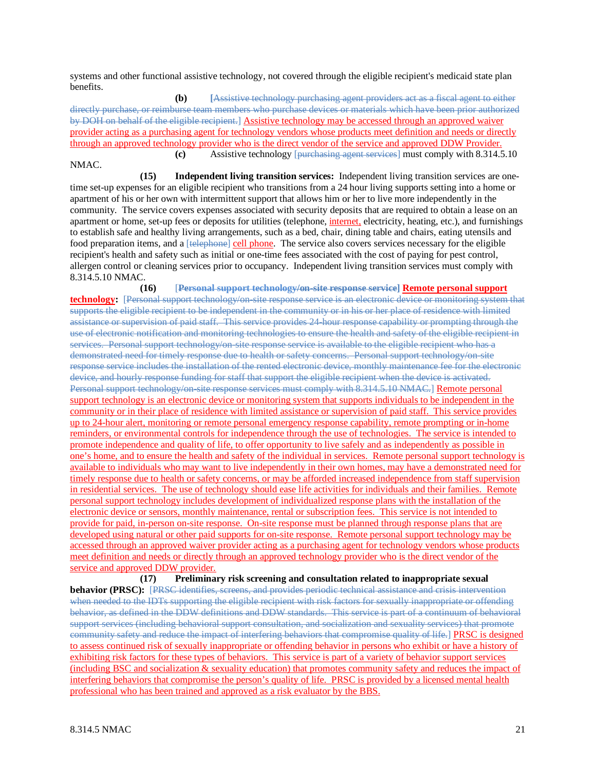systems and other functional assistive technology, not covered through the eligible recipient's medicaid state plan benefits.

**(b)** [~~Assistive technology purchasing agent providers act as a fiscal agent to either directly purchase, or reimburse team members who purchase devices or materials which have been prior authorized by DOH on behalf of the eligible recipient.~~] <u>Assistive technology may be accessed through an approved waiver provider acting as a purchasing agent for technology vendors whose products meet definition and needs or directly through an approved technology provider who is the direct vendor of the service and approved DDW Provider.</u>

**(c)** Assistive technology [~~purchasing agent services~~] must comply with 8.314.5.10 NMAC.

**(15)** **Independent living transition services:** Independent living transition services are one-time set-up expenses for an eligible recipient who transitions from a 24 hour living supports setting into a home or apartment of his or her own with intermittent support that allows him or her to live more independently in the community. The service covers expenses associated with security deposits that are required to obtain a lease on an apartment or home, set-up fees or deposits for utilities (telephone, <u>internet,</u> electricity, heating, etc.), and furnishings to establish safe and healthy living arrangements, such as a bed, chair, dining table and chairs, eating utensils and food preparation items, and a [~~telephone~~] <u>cell phone</u>. The service also covers services necessary for the eligible recipient's health and safety such as initial or one-time fees associated with the cost of paying for pest control, allergen control or cleaning services prior to occupancy. Independent living transition services must comply with 8.314.5.10 NMAC.

**(16)** [~~**Personal support technology/on-site response service**~~] <u>**Remote personal support technology**</u>**:** [~~Personal support technology/on-site response service is an electronic device or monitoring system that supports the eligible recipient to be independent in the community or in his or her place of residence with limited assistance or supervision of paid staff. This service provides 24-hour response capability or prompting through the use of electronic notification and monitoring technologies to ensure the health and safety of the eligible recipient in services. Personal support technology/on-site response service is available to the eligible recipient who has a demonstrated need for timely response due to health or safety concerns. Personal support technology/on-site response service includes the installation of the rented electronic device, monthly maintenance fee for the electronic device, and hourly response funding for staff that support the eligible recipient when the device is activated. Personal support technology/on-site response services must comply with 8.314.5.10 NMAC.~~] <u>Remote personal support technology is an electronic device or monitoring system that supports individuals to be independent in the community or in their place of residence with limited assistance or supervision of paid staff. This service provides up to 24-hour alert, monitoring or remote personal emergency response capability, remote prompting or in-home reminders, or environmental controls for independence through the use of technologies. The service is intended to promote independence and quality of life, to offer opportunity to live safely and as independently as possible in one's home, and to ensure the health and safety of the individual in services. Remote personal support technology is available to individuals who may want to live independently in their own homes, may have a demonstrated need for timely response due to health or safety concerns, or may be afforded increased independence from staff supervision in residential services. The use of technology should ease life activities for individuals and their families. Remote personal support technology includes development of individualized response plans with the installation of the electronic device or sensors, monthly maintenance, rental or subscription fees. This service is not intended to provide for paid, in-person on-site response. On-site response must be planned through response plans that are developed using natural or other paid supports for on-site response. Remote personal support technology may be accessed through an approved waiver provider acting as a purchasing agent for technology vendors whose products meet definition and needs or directly through an approved technology provider who is the direct vendor of the service and approved DDW provider.</u>

**(17)** **Preliminary risk screening and consultation related to inappropriate sexual behavior (PRSC):** [~~PRSC identifies, screens, and provides periodic technical assistance and crisis intervention when needed to the IDTs supporting the eligible recipient with risk factors for sexually inappropriate or offending behavior, as defined in the DDW definitions and DDW standards. This service is part of a continuum of behavioral support services (including behavioral support consultation, and socialization and sexuality services) that promote community safety and reduce the impact of interfering behaviors that compromise quality of life.~~] <u>PRSC is designed to assess continued risk of sexually inappropriate or offending behavior in persons who exhibit or have a history of exhibiting risk factors for these types of behaviors. This service is part of a variety of behavior support services (including BSC and socialization & sexuality education) that promotes community safety and reduces the impact of interfering behaviors that compromise the person's quality of life. PRSC is provided by a licensed mental health professional who has been trained and approved as a risk evaluator by the BBS.</u>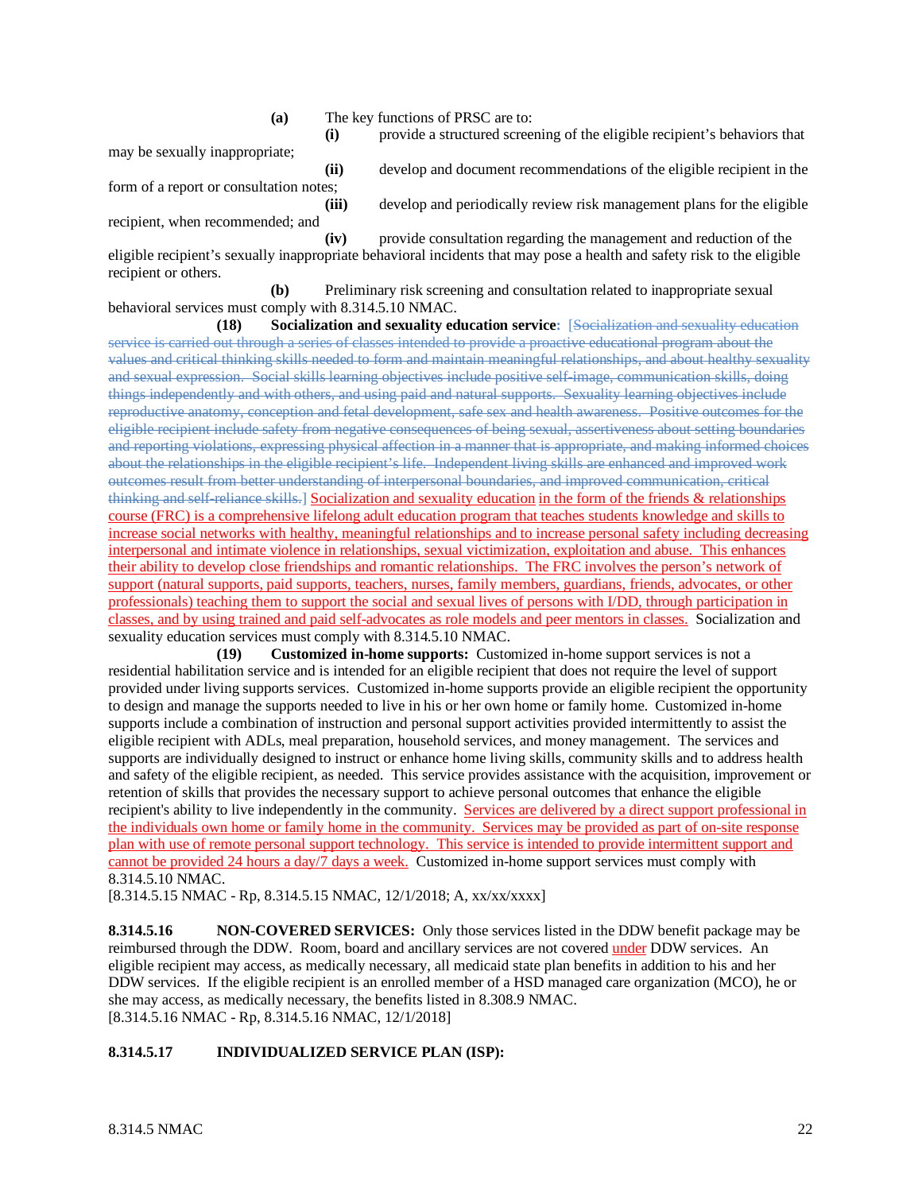**(a)** The key functions of PRSC are to:

**(i)** provide a structured screening of the eligible recipient's behaviors that may be sexually inappropriate;

**(ii)** develop and document recommendations of the eligible recipient in the form of a report or consultation notes;

**(iii)** develop and periodically review risk management plans for the eligible recipient, when recommended; and

**(iv)** provide consultation regarding the management and reduction of the eligible recipient's sexually inappropriate behavioral incidents that may pose a health and safety risk to the eligible recipient or others.

**(b)** Preliminary risk screening and consultation related to inappropriate sexual behavioral services must comply with 8.314.5.10 NMAC.

**(18) Socialization and sexuality education service:** ~~[Socialization and sexuality education service is carried out through a series of classes intended to provide a proactive educational program about the values and critical thinking skills needed to form and maintain meaningful relationships, and about healthy sexuality and sexual expression. Social skills learning objectives include positive self-image, communication skills, doing things independently and with others, and using paid and natural supports. Sexuality learning objectives include reproductive anatomy, conception and fetal development, safe sex and health awareness. Positive outcomes for the eligible recipient include safety from negative consequences of being sexual, assertiveness about setting boundaries and reporting violations, expressing physical affection in a manner that is appropriate, and making informed choices about the relationships in the eligible recipient's life. Independent living skills are enhanced and improved work outcomes result from better understanding of interpersonal boundaries, and improved communication, critical thinking and self-reliance skills.]~~ <u>Socialization and sexuality education in the form of the friends & relationships course (FRC) is a comprehensive lifelong adult education program that teaches students knowledge and skills to increase social networks with healthy, meaningful relationships and to increase personal safety including decreasing interpersonal and intimate violence in relationships, sexual victimization, exploitation and abuse. This enhances their ability to develop close friendships and romantic relationships. The FRC involves the person's network of support (natural supports, paid supports, teachers, nurses, family members, guardians, friends, advocates, or other professionals) teaching them to support the social and sexual lives of persons with I/DD, through participation in classes, and by using trained and paid self-advocates as role models and peer mentors in classes.</u> Socialization and sexuality education services must comply with 8.314.5.10 NMAC.

**(19) Customized in-home supports:** Customized in-home support services is not a residential habilitation service and is intended for an eligible recipient that does not require the level of support provided under living supports services. Customized in-home supports provide an eligible recipient the opportunity to design and manage the supports needed to live in his or her own home or family home. Customized in-home supports include a combination of instruction and personal support activities provided intermittently to assist the eligible recipient with ADLs, meal preparation, household services, and money management. The services and supports are individually designed to instruct or enhance home living skills, community skills and to address health and safety of the eligible recipient, as needed. This service provides assistance with the acquisition, improvement or retention of skills that provides the necessary support to achieve personal outcomes that enhance the eligible recipient's ability to live independently in the community. <u>Services are delivered by a direct support professional in the individuals own home or family home in the community. Services may be provided as part of on-site response plan with use of remote personal support technology. This service is intended to provide intermittent support and cannot be provided 24 hours a day/7 days a week.</u> Customized in-home support services must comply with 8.314.5.10 NMAC.

[8.314.5.15 NMAC - Rp, 8.314.5.15 NMAC, 12/1/2018; A, xx/xx/xxxx]

**8.314.5.16 NON-COVERED SERVICES:** Only those services listed in the DDW benefit package may be reimbursed through the DDW. Room, board and ancillary services are not covered <u>under</u> DDW services. An eligible recipient may access, as medically necessary, all medicaid state plan benefits in addition to his and her DDW services. If the eligible recipient is an enrolled member of a HSD managed care organization (MCO), he or she may access, as medically necessary, the benefits listed in 8.308.9 NMAC.

[8.314.5.16 NMAC - Rp, 8.314.5.16 NMAC, 12/1/2018]

**8.314.5.17 INDIVIDUALIZED SERVICE PLAN (ISP):**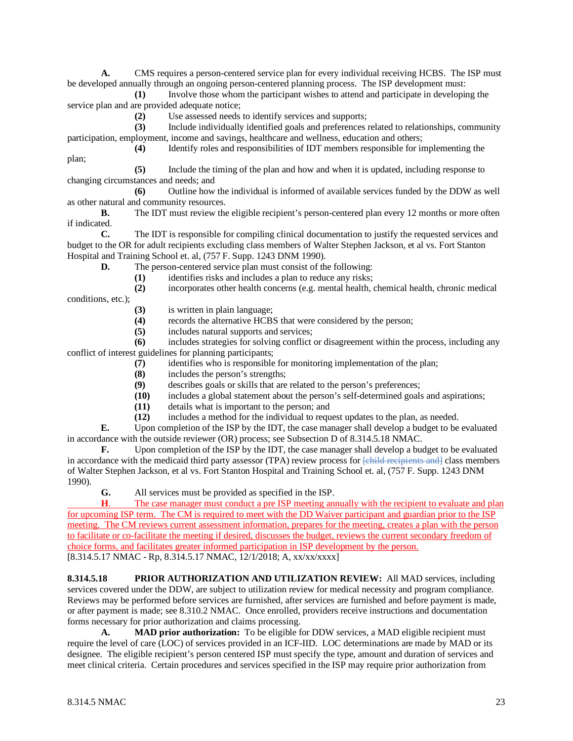**A.** CMS requires a person-centered service plan for every individual receiving HCBS. The ISP must be developed annually through an ongoing person-centered planning process. The ISP development must:

**(1)** Involve those whom the participant wishes to attend and participate in developing the service plan and are provided adequate notice;

**(2)** Use assessed needs to identify services and supports;

**(3)** Include individually identified goals and preferences related to relationships, community participation, employment, income and savings, healthcare and wellness, education and others;

**(4)** Identify roles and responsibilities of IDT members responsible for implementing the plan;

**(5)** Include the timing of the plan and how and when it is updated, including response to changing circumstances and needs; and

**(6)** Outline how the individual is informed of available services funded by the DDW as well as other natural and community resources.

**B.** The IDT must review the eligible recipient's person-centered plan every 12 months or more often if indicated.

**C.** The IDT is responsible for compiling clinical documentation to justify the requested services and budget to the OR for adult recipients excluding class members of Walter Stephen Jackson, et al vs. Fort Stanton Hospital and Training School et. al, (757 F. Supp. 1243 DNM 1990).

**D.** The person-centered service plan must consist of the following:

**(1)** identifies risks and includes a plan to reduce any risks;

**(2)** incorporates other health concerns (e.g. mental health, chemical health, chronic medical conditions, etc.);

**(3)** is written in plain language;

**(4)** records the alternative HCBS that were considered by the person;

**(5)** includes natural supports and services;

**(6)** includes strategies for solving conflict or disagreement within the process, including any conflict of interest guidelines for planning participants;

**(7)** identifies who is responsible for monitoring implementation of the plan;

**(8)** includes the person's strengths;

**(9)** describes goals or skills that are related to the person's preferences;

**(10)** includes a global statement about the person's self-determined goals and aspirations;

**(11)** details what is important to the person; and

**(12)** includes a method for the individual to request updates to the plan, as needed.

**E.** Upon completion of the ISP by the IDT, the case manager shall develop a budget to be evaluated in accordance with the outside reviewer (OR) process; see Subsection D of 8.314.5.18 NMAC.

**F.** Upon completion of the ISP by the IDT, the case manager shall develop a budget to be evaluated in accordance with the medicaid third party assessor (TPA) review process for ~~[child recipients and]~~ class members of Walter Stephen Jackson, et al vs. Fort Stanton Hospital and Training School et. al, (757 F. Supp. 1243 DNM 1990).

**G.** All services must be provided as specified in the ISP.

**H**. The case manager must conduct a pre ISP meeting annually with the recipient to evaluate and plan for upcoming ISP term. The CM is required to meet with the DD Waiver participant and guardian prior to the ISP meeting. The CM reviews current assessment information, prepares for the meeting, creates a plan with the person to facilitate or co-facilitate the meeting if desired, discusses the budget, reviews the current secondary freedom of choice forms, and facilitates greater informed participation in ISP development by the person.

[8.314.5.17 NMAC - Rp, 8.314.5.17 NMAC, 12/1/2018; A, xx/xx/xxxx]

**8.314.5.18 PRIOR AUTHORIZATION AND UTILIZATION REVIEW:** All MAD services, including services covered under the DDW, are subject to utilization review for medical necessity and program compliance. Reviews may be performed before services are furnished, after services are furnished and before payment is made, or after payment is made; see 8.310.2 NMAC. Once enrolled, providers receive instructions and documentation forms necessary for prior authorization and claims processing.

**A. MAD prior authorization:** To be eligible for DDW services, a MAD eligible recipient must require the level of care (LOC) of services provided in an ICF-IID. LOC determinations are made by MAD or its designee. The eligible recipient's person centered ISP must specify the type, amount and duration of services and meet clinical criteria. Certain procedures and services specified in the ISP may require prior authorization from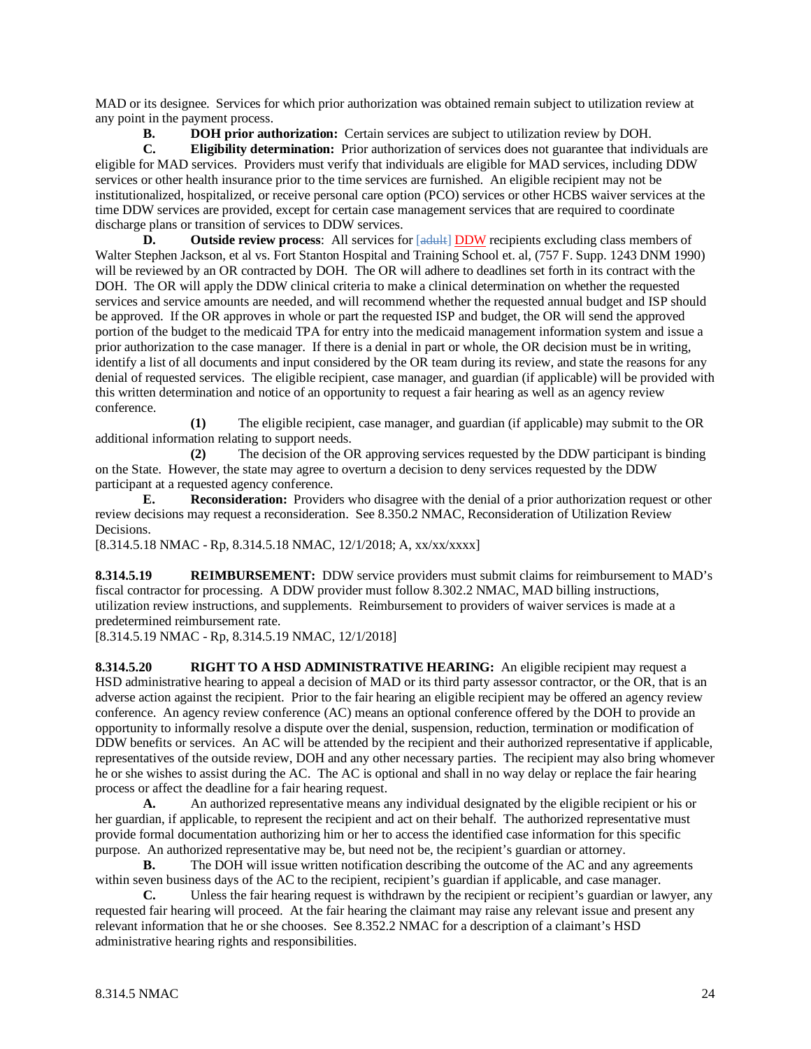MAD or its designee. Services for which prior authorization was obtained remain subject to utilization review at any point in the payment process.

**B. DOH prior authorization:** Certain services are subject to utilization review by DOH.

**C. Eligibility determination:** Prior authorization of services does not guarantee that individuals are eligible for MAD services. Providers must verify that individuals are eligible for MAD services, including DDW services or other health insurance prior to the time services are furnished. An eligible recipient may not be institutionalized, hospitalized, or receive personal care option (PCO) services or other HCBS waiver services at the time DDW services are provided, except for certain case management services that are required to coordinate discharge plans or transition of services to DDW services.

**D. Outside review process**: All services for [~~adult~~] DDW recipients excluding class members of Walter Stephen Jackson, et al vs. Fort Stanton Hospital and Training School et. al, (757 F. Supp. 1243 DNM 1990) will be reviewed by an OR contracted by DOH. The OR will adhere to deadlines set forth in its contract with the DOH. The OR will apply the DDW clinical criteria to make a clinical determination on whether the requested services and service amounts are needed, and will recommend whether the requested annual budget and ISP should be approved. If the OR approves in whole or part the requested ISP and budget, the OR will send the approved portion of the budget to the medicaid TPA for entry into the medicaid management information system and issue a prior authorization to the case manager. If there is a denial in part or whole, the OR decision must be in writing, identify a list of all documents and input considered by the OR team during its review, and state the reasons for any denial of requested services. The eligible recipient, case manager, and guardian (if applicable) will be provided with this written determination and notice of an opportunity to request a fair hearing as well as an agency review conference.

**(1)** The eligible recipient, case manager, and guardian (if applicable) may submit to the OR additional information relating to support needs.

**(2)** The decision of the OR approving services requested by the DDW participant is binding on the State. However, the state may agree to overturn a decision to deny services requested by the DDW participant at a requested agency conference.

**E. Reconsideration:** Providers who disagree with the denial of a prior authorization request or other review decisions may request a reconsideration. See 8.350.2 NMAC, Reconsideration of Utilization Review Decisions.

[8.314.5.18 NMAC - Rp, 8.314.5.18 NMAC, 12/1/2018; A, xx/xx/xxxx]

**8.314.5.19 REIMBURSEMENT:** DDW service providers must submit claims for reimbursement to MAD's fiscal contractor for processing. A DDW provider must follow 8.302.2 NMAC, MAD billing instructions, utilization review instructions, and supplements. Reimbursement to providers of waiver services is made at a predetermined reimbursement rate.

[8.314.5.19 NMAC - Rp, 8.314.5.19 NMAC, 12/1/2018]

**8.314.5.20 RIGHT TO A HSD ADMINISTRATIVE HEARING:** An eligible recipient may request a HSD administrative hearing to appeal a decision of MAD or its third party assessor contractor, or the OR, that is an adverse action against the recipient. Prior to the fair hearing an eligible recipient may be offered an agency review conference. An agency review conference (AC) means an optional conference offered by the DOH to provide an opportunity to informally resolve a dispute over the denial, suspension, reduction, termination or modification of DDW benefits or services. An AC will be attended by the recipient and their authorized representative if applicable, representatives of the outside review, DOH and any other necessary parties. The recipient may also bring whomever he or she wishes to assist during the AC. The AC is optional and shall in no way delay or replace the fair hearing process or affect the deadline for a fair hearing request.

**A.** An authorized representative means any individual designated by the eligible recipient or his or her guardian, if applicable, to represent the recipient and act on their behalf. The authorized representative must provide formal documentation authorizing him or her to access the identified case information for this specific purpose. An authorized representative may be, but need not be, the recipient's guardian or attorney.

**B.** The DOH will issue written notification describing the outcome of the AC and any agreements within seven business days of the AC to the recipient, recipient's guardian if applicable, and case manager.

**C.** Unless the fair hearing request is withdrawn by the recipient or recipient's guardian or lawyer, any requested fair hearing will proceed. At the fair hearing the claimant may raise any relevant issue and present any relevant information that he or she chooses. See 8.352.2 NMAC for a description of a claimant's HSD administrative hearing rights and responsibilities.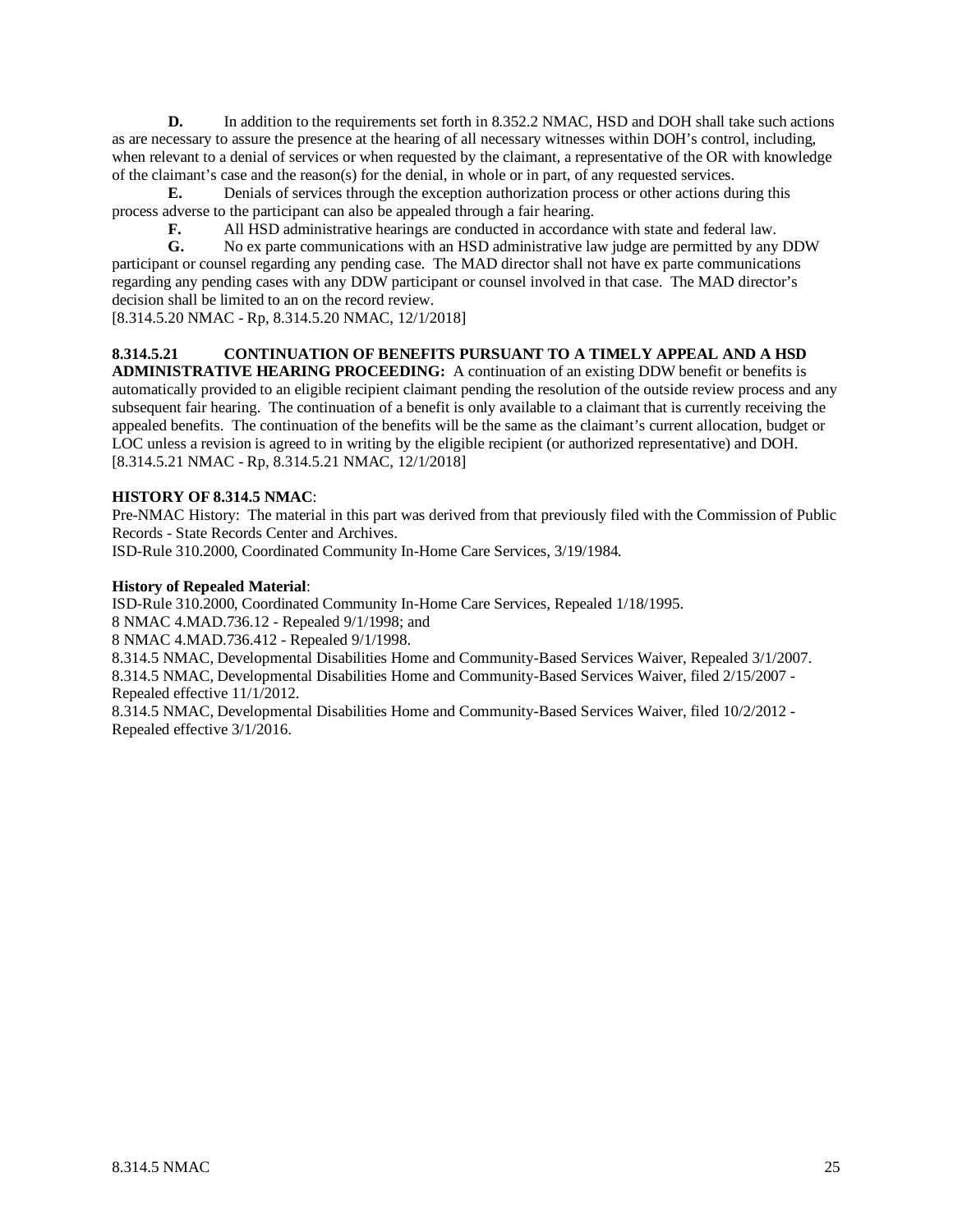**D.** In addition to the requirements set forth in 8.352.2 NMAC, HSD and DOH shall take such actions as are necessary to assure the presence at the hearing of all necessary witnesses within DOH's control, including, when relevant to a denial of services or when requested by the claimant, a representative of the OR with knowledge of the claimant's case and the reason(s) for the denial, in whole or in part, of any requested services.

**E.** Denials of services through the exception authorization process or other actions during this process adverse to the participant can also be appealed through a fair hearing.

**F.** All HSD administrative hearings are conducted in accordance with state and federal law.

**G.** No ex parte communications with an HSD administrative law judge are permitted by any DDW participant or counsel regarding any pending case. The MAD director shall not have ex parte communications regarding any pending cases with any DDW participant or counsel involved in that case. The MAD director's decision shall be limited to an on the record review.

[8.314.5.20 NMAC - Rp, 8.314.5.20 NMAC, 12/1/2018]

**8.314.5.21 CONTINUATION OF BENEFITS PURSUANT TO A TIMELY APPEAL AND A HSD ADMINISTRATIVE HEARING PROCEEDING:** A continuation of an existing DDW benefit or benefits is automatically provided to an eligible recipient claimant pending the resolution of the outside review process and any subsequent fair hearing. The continuation of a benefit is only available to a claimant that is currently receiving the appealed benefits. The continuation of the benefits will be the same as the claimant's current allocation, budget or LOC unless a revision is agreed to in writing by the eligible recipient (or authorized representative) and DOH.

[8.314.5.21 NMAC - Rp, 8.314.5.21 NMAC, 12/1/2018]

**HISTORY OF 8.314.5 NMAC**:

Pre-NMAC History: The material in this part was derived from that previously filed with the Commission of Public Records - State Records Center and Archives.

ISD-Rule 310.2000, Coordinated Community In-Home Care Services, 3/19/1984.

**History of Repealed Material**:

ISD-Rule 310.2000, Coordinated Community In-Home Care Services, Repealed 1/18/1995.

8 NMAC 4.MAD.736.12 - Repealed 9/1/1998; and

8 NMAC 4.MAD.736.412 - Repealed 9/1/1998.

8.314.5 NMAC, Developmental Disabilities Home and Community-Based Services Waiver, Repealed 3/1/2007.

8.314.5 NMAC, Developmental Disabilities Home and Community-Based Services Waiver, filed 2/15/2007 - Repealed effective 11/1/2012.

8.314.5 NMAC, Developmental Disabilities Home and Community-Based Services Waiver, filed 10/2/2012 - Repealed effective 3/1/2016.